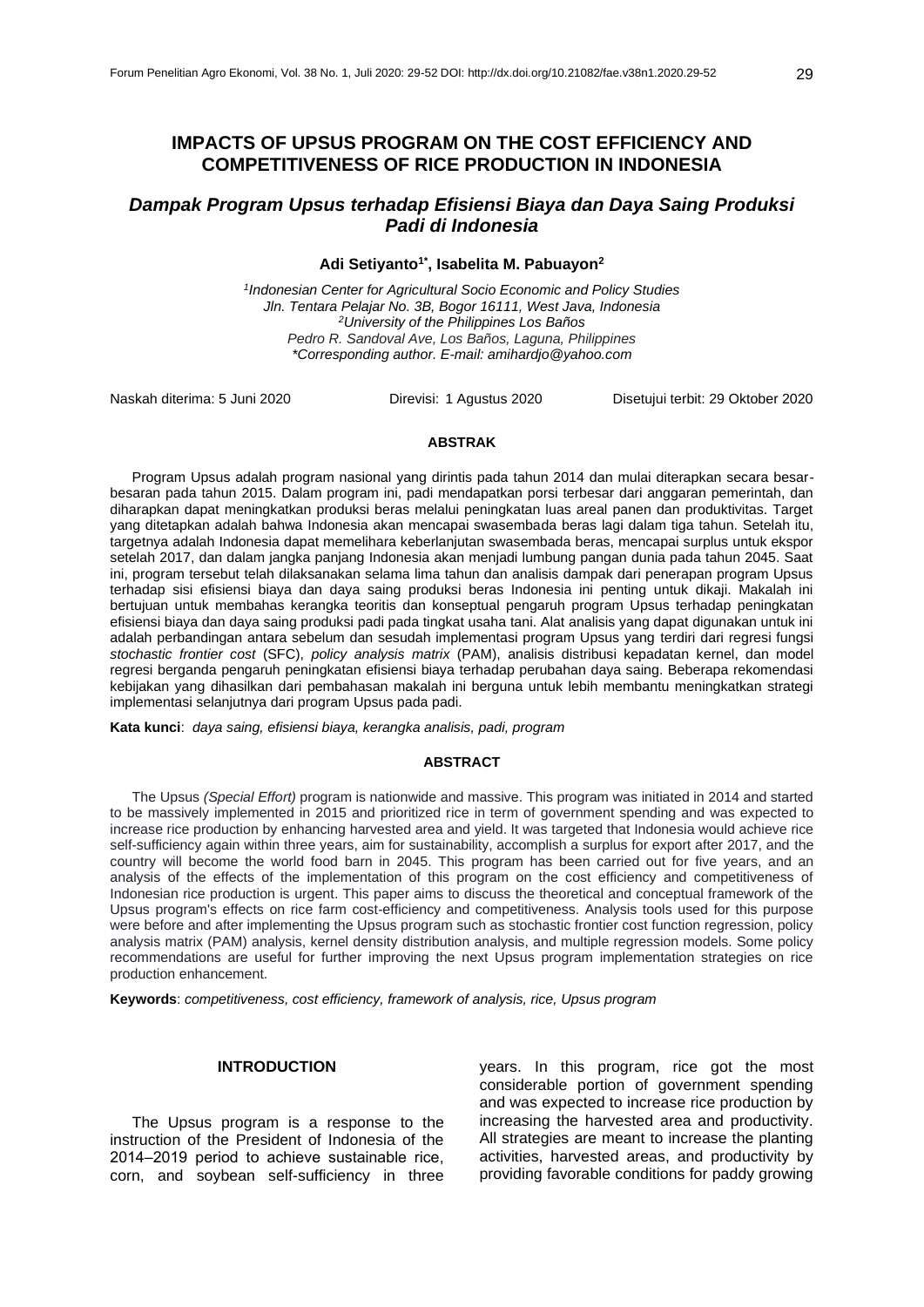# IMPACTS OF UPSUS PROGRAM ON THE COST EFFICIENCY AND COMPETITIVENESS OF RICE PRODUCTION IN INDONESIA

## *Dampak Program Upsus terhadap Efisiensi Biaya dan Daya Saing Produksi Padi di Indonesia*

**Adi Setiyanto[1*], Isabelita M. Pabuayon[2]**

[1]*Indonesian Center for Agricultural Socio Economic and Policy Studies*
*Jln. Tentara Pelajar No. 3B, Bogor 16111, West Java, Indonesia*
[2]*University of the Philippines Los Baños*
*Pedro R. Sandoval Ave, Los Baños, Laguna, Philippines*
*\*Corresponding author. E-mail: amihardjo@yahoo.com*

Naskah diterima: 5 Juni 2020 Direvisi: 1 Agustus 2020 Disetujui terbit: 29 Oktober 2020

### ABSTRAK

Program Upsus adalah program nasional yang dirintis pada tahun 2014 dan mulai diterapkan secara besar-besaran pada tahun 2015. Dalam program ini, padi mendapatkan porsi terbesar dari anggaran pemerintah, dan diharapkan dapat meningkatkan produksi beras melalui peningkatan luas areal panen dan produktivitas. Target yang ditetapkan adalah bahwa Indonesia akan mencapai swasembada beras lagi dalam tiga tahun. Setelah itu, targetnya adalah Indonesia dapat memelihara keberlanjutan swasembada beras, mencapai surplus untuk ekspor setelah 2017, dan dalam jangka panjang Indonesia akan menjadi lumbung pangan dunia pada tahun 2045. Saat ini, program tersebut telah dilaksanakan selama lima tahun dan analisis dampak dari penerapan program Upsus terhadap sisi efisiensi biaya dan daya saing produksi beras Indonesia ini penting untuk dikaji. Makalah ini bertujuan untuk membahas kerangka teoritis dan konseptual pengaruh program Upsus terhadap peningkatan efisiensi biaya dan daya saing produksi padi pada tingkat usaha tani. Alat analisis yang dapat digunakan untuk ini adalah perbandingan antara sebelum dan sesudah implementasi program Upsus yang terdiri dari regresi fungsi *stochastic frontier cost* (SFC), *policy analysis matrix* (PAM), analisis distribusi kepadatan kernel, dan model regresi berganda pengaruh peningkatan efisiensi biaya terhadap perubahan daya saing. Beberapa rekomendasi kebijakan yang dihasilkan dari pembahasan makalah ini berguna untuk lebih membantu meningkatkan strategi implementasi selanjutnya dari program Upsus pada padi.

**Kata kunci**: *daya saing, efisiensi biaya, kerangka analisis, padi, program*

### ABSTRACT

The Upsus *(Special Effort)* program is nationwide and massive. This program was initiated in 2014 and started to be massively implemented in 2015 and prioritized rice in term of government spending and was expected to increase rice production by enhancing harvested area and yield. It was targeted that Indonesia would achieve rice self-sufficiency again within three years, aim for sustainability, accomplish a surplus for export after 2017, and the country will become the world food barn in 2045. This program has been carried out for five years, and an analysis of the effects of the implementation of this program on the cost efficiency and competitiveness of Indonesian rice production is urgent. This paper aims to discuss the theoretical and conceptual framework of the Upsus program's effects on rice farm cost-efficiency and competitiveness. Analysis tools used for this purpose were before and after implementing the Upsus program such as stochastic frontier cost function regression, policy analysis matrix (PAM) analysis, kernel density distribution analysis, and multiple regression models. Some policy recommendations are useful for further improving the next Upsus program implementation strategies on rice production enhancement.

**Keywords**: *competitiveness, cost efficiency, framework of analysis, rice, Upsus program*

## INTRODUCTION

The Upsus program is a response to the instruction of the President of Indonesia of the 2014–2019 period to achieve sustainable rice, corn, and soybean self-sufficiency in three years. In this program, rice got the most considerable portion of government spending and was expected to increase rice production by increasing the harvested area and productivity. All strategies are meant to increase the planting activities, harvested areas, and productivity by providing favorable conditions for paddy growing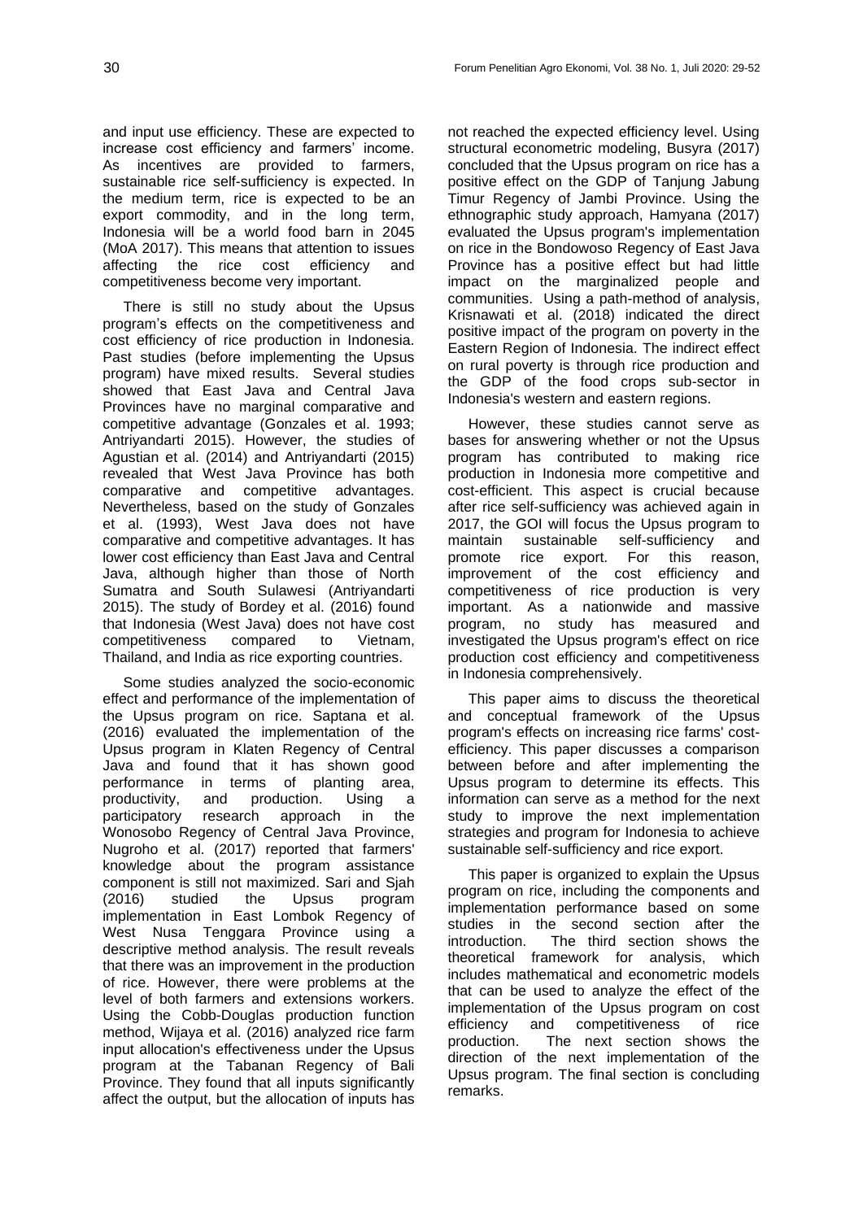and input use efficiency. These are expected to increase cost efficiency and farmers' income. As incentives are provided to farmers, sustainable rice self-sufficiency is expected. In the medium term, rice is expected to be an export commodity, and in the long term, Indonesia will be a world food barn in 2045 (MoA 2017). This means that attention to issues affecting the rice cost efficiency and competitiveness become very important.

There is still no study about the Upsus program's effects on the competitiveness and cost efficiency of rice production in Indonesia. Past studies (before implementing the Upsus program) have mixed results. Several studies showed that East Java and Central Java Provinces have no marginal comparative and competitive advantage (Gonzales et al. 1993; Antriyandarti 2015). However, the studies of Agustian et al. (2014) and Antriyandarti (2015) revealed that West Java Province has both comparative and competitive advantages. Nevertheless, based on the study of Gonzales et al. (1993), West Java does not have comparative and competitive advantages. It has lower cost efficiency than East Java and Central Java, although higher than those of North Sumatra and South Sulawesi (Antriyandarti 2015). The study of Bordey et al. (2016) found that Indonesia (West Java) does not have cost competitiveness compared to Vietnam, Thailand, and India as rice exporting countries.

Some studies analyzed the socio-economic effect and performance of the implementation of the Upsus program on rice. Saptana et al. (2016) evaluated the implementation of the Upsus program in Klaten Regency of Central Java and found that it has shown good performance in terms of planting area, productivity, and production. Using a participatory research approach in the Wonosobo Regency of Central Java Province, Nugroho et al. (2017) reported that farmers' knowledge about the program assistance component is still not maximized. Sari and Sjah (2016) studied the Upsus program implementation in East Lombok Regency of West Nusa Tenggara Province using a descriptive method analysis. The result reveals that there was an improvement in the production of rice. However, there were problems at the level of both farmers and extensions workers. Using the Cobb-Douglas production function method, Wijaya et al. (2016) analyzed rice farm input allocation's effectiveness under the Upsus program at the Tabanan Regency of Bali Province. They found that all inputs significantly affect the output, but the allocation of inputs has not reached the expected efficiency level. Using structural econometric modeling, Busyra (2017) concluded that the Upsus program on rice has a positive effect on the GDP of Tanjung Jabung Timur Regency of Jambi Province. Using the ethnographic study approach, Hamyana (2017) evaluated the Upsus program's implementation on rice in the Bondowoso Regency of East Java Province has a positive effect but had little impact on the marginalized people and communities. Using a path-method of analysis, Krisnawati et al. (2018) indicated the direct positive impact of the program on poverty in the Eastern Region of Indonesia. The indirect effect on rural poverty is through rice production and the GDP of the food crops sub-sector in Indonesia's western and eastern regions.

However, these studies cannot serve as bases for answering whether or not the Upsus program has contributed to making rice production in Indonesia more competitive and cost-efficient. This aspect is crucial because after rice self-sufficiency was achieved again in 2017, the GOI will focus the Upsus program to maintain sustainable self-sufficiency and promote rice export. For this reason, improvement of the cost efficiency and competitiveness of rice production is very important. As a nationwide and massive program, no study has measured and investigated the Upsus program's effect on rice production cost efficiency and competitiveness in Indonesia comprehensively.

This paper aims to discuss the theoretical and conceptual framework of the Upsus program's effects on increasing rice farms' cost-efficiency. This paper discusses a comparison between before and after implementing the Upsus program to determine its effects. This information can serve as a method for the next study to improve the next implementation strategies and program for Indonesia to achieve sustainable self-sufficiency and rice export.

This paper is organized to explain the Upsus program on rice, including the components and implementation performance based on some studies in the second section after the introduction. The third section shows the theoretical framework for analysis, which includes mathematical and econometric models that can be used to analyze the effect of the implementation of the Upsus program on cost efficiency and competitiveness of rice production. The next section shows the direction of the next implementation of the Upsus program. The final section is concluding remarks.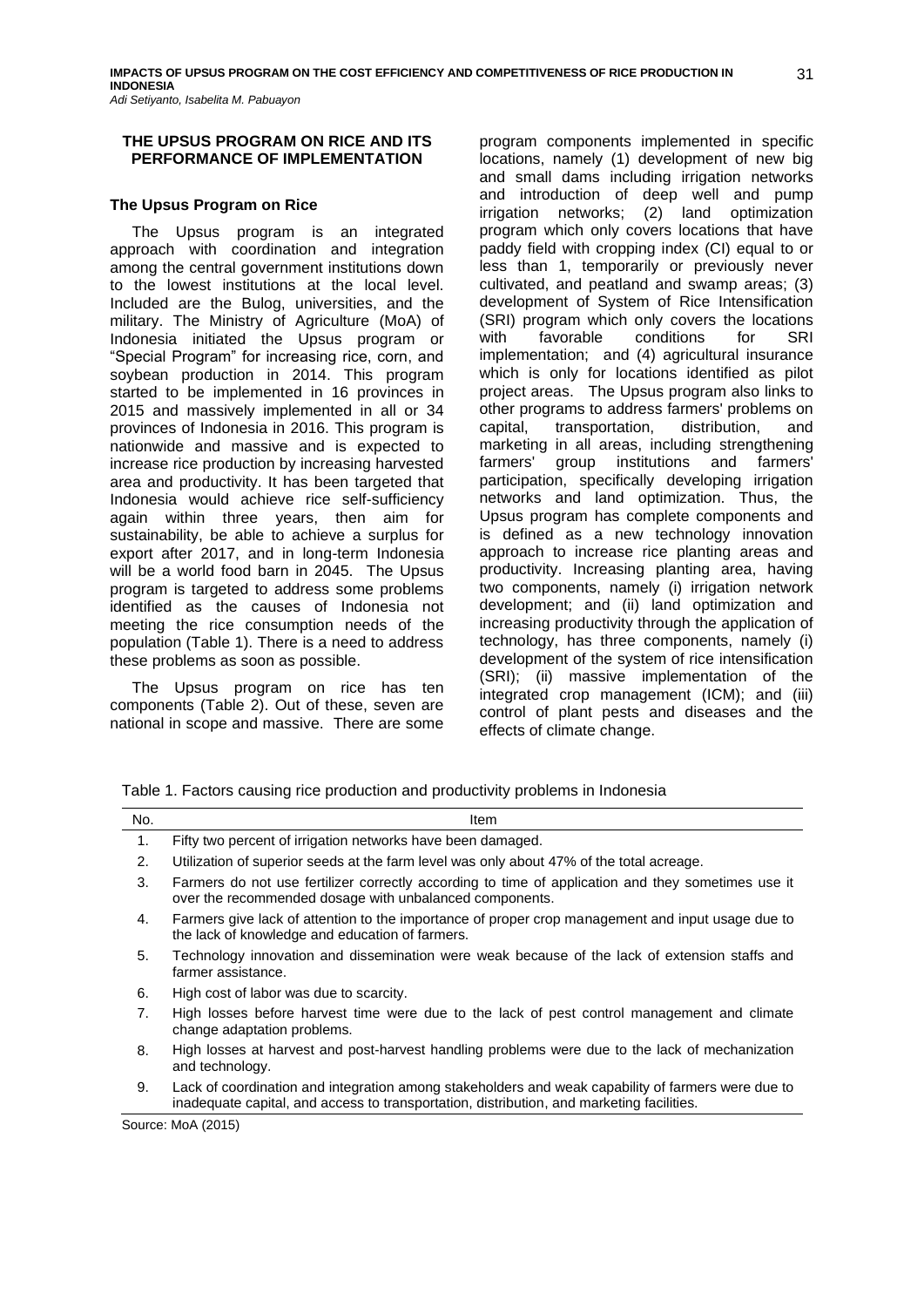## THE UPSUS PROGRAM ON RICE AND ITS PERFORMANCE OF IMPLEMENTATION

### The Upsus Program on Rice

The Upsus program is an integrated approach with coordination and integration among the central government institutions down to the lowest institutions at the local level. Included are the Bulog, universities, and the military. The Ministry of Agriculture (MoA) of Indonesia initiated the Upsus program or "Special Program" for increasing rice, corn, and soybean production in 2014. This program started to be implemented in 16 provinces in 2015 and massively implemented in all or 34 provinces of Indonesia in 2016. This program is nationwide and massive and is expected to increase rice production by increasing harvested area and productivity. It has been targeted that Indonesia would achieve rice self-sufficiency again within three years, then aim for sustainability, be able to achieve a surplus for export after 2017, and in long-term Indonesia will be a world food barn in 2045. The Upsus program is targeted to address some problems identified as the causes of Indonesia not meeting the rice consumption needs of the population (Table 1). There is a need to address these problems as soon as possible.

The Upsus program on rice has ten components (Table 2). Out of these, seven are national in scope and massive. There are some program components implemented in specific locations, namely (1) development of new big and small dams including irrigation networks and introduction of deep well and pump irrigation networks; (2) land optimization program which only covers locations that have paddy field with cropping index (CI) equal to or less than 1, temporarily or previously never cultivated, and peatland and swamp areas; (3) development of System of Rice Intensification (SRI) program which only covers the locations with favorable conditions for SRI implementation; and (4) agricultural insurance which is only for locations identified as pilot project areas. The Upsus program also links to other programs to address farmers' problems on capital, transportation, distribution, and marketing in all areas, including strengthening farmers' group institutions and farmers' participation, specifically developing irrigation networks and land optimization. Thus, the Upsus program has complete components and is defined as a new technology innovation approach to increase rice planting areas and productivity. Increasing planting area, having two components, namely (i) irrigation network development; and (ii) land optimization and increasing productivity through the application of technology, has three components, namely (i) development of the system of rice intensification (SRI); (ii) massive implementation of the integrated crop management (ICM); and (iii) control of plant pests and diseases and the effects of climate change.

Table 1. Factors causing rice production and productivity problems in Indonesia

| No. | Item |
|---|---|
| 1. | Fifty two percent of irrigation networks have been damaged. |
| 2. | Utilization of superior seeds at the farm level was only about 47% of the total acreage. |
| 3. | Farmers do not use fertilizer correctly according to time of application and they sometimes use it over the recommended dosage with unbalanced components. |
| 4. | Farmers give lack of attention to the importance of proper crop management and input usage due to the lack of knowledge and education of farmers. |
| 5. | Technology innovation and dissemination were weak because of the lack of extension staffs and farmer assistance. |
| 6. | High cost of labor was due to scarcity. |
| 7. | High losses before harvest time were due to the lack of pest control management and climate change adaptation problems. |
| 8. | High losses at harvest and post-harvest handling problems were due to the lack of mechanization and technology. |
| 9. | Lack of coordination and integration among stakeholders and weak capability of farmers were due to inadequate capital, and access to transportation, distribution, and marketing facilities. |

Source: MoA (2015)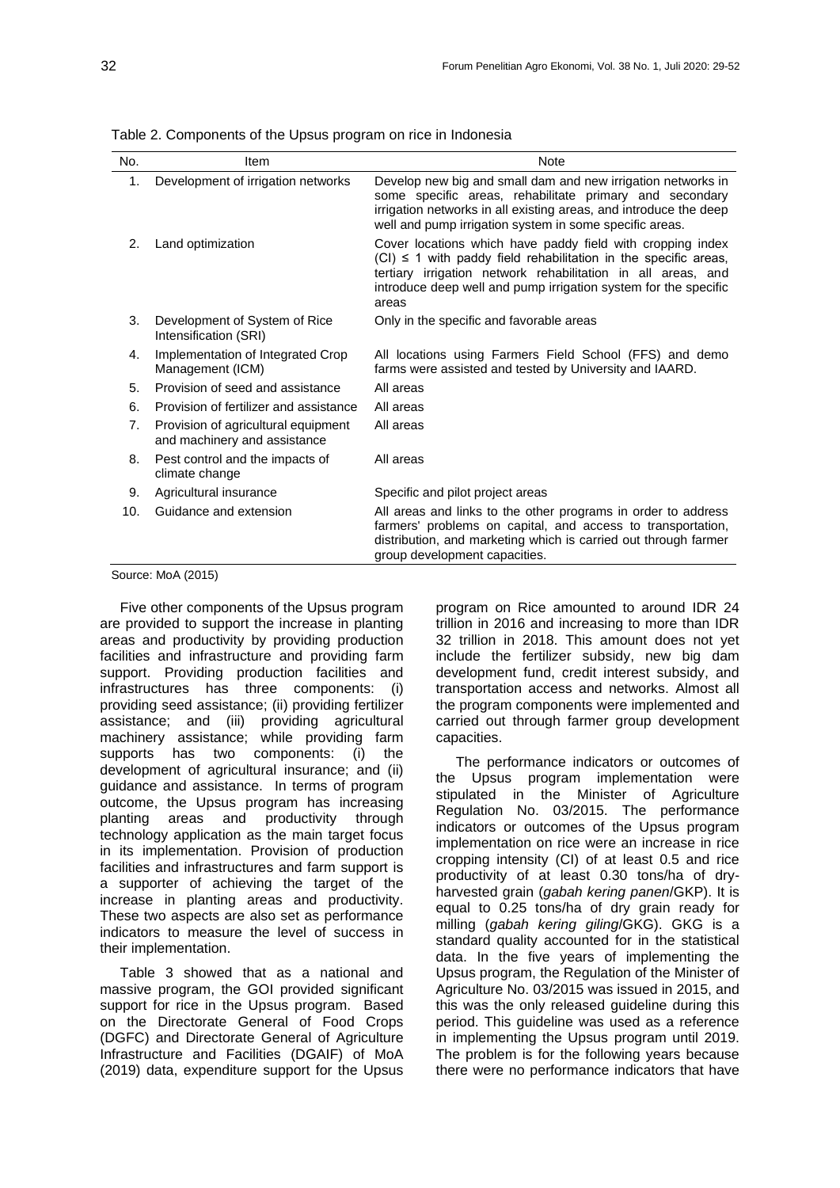Table 2. Components of the Upsus program on rice in Indonesia

| No. | Item | Note |
| --- | --- | --- |
| 1. | Development of irrigation networks | Develop new big and small dam and new irrigation networks in some specific areas, rehabilitate primary and secondary irrigation networks in all existing areas, and introduce the deep well and pump irrigation system in some specific areas. |
| 2. | Land optimization | Cover locations which have paddy field with cropping index (CI) ≤ 1 with paddy field rehabilitation in the specific areas, tertiary irrigation network rehabilitation in all areas, and introduce deep well and pump irrigation system for the specific areas |
| 3. | Development of System of Rice Intensification (SRI) | Only in the specific and favorable areas |
| 4. | Implementation of Integrated Crop Management (ICM) | All locations using Farmers Field School (FFS) and demo farms were assisted and tested by University and IAARD. |
| 5. | Provision of seed and assistance | All areas |
| 6. | Provision of fertilizer and assistance | All areas |
| 7. | Provision of agricultural equipment and machinery and assistance | All areas |
| 8. | Pest control and the impacts of climate change | All areas |
| 9. | Agricultural insurance | Specific and pilot project areas |
| 10. | Guidance and extension | All areas and links to the other programs in order to address farmers' problems on capital, and access to transportation, distribution, and marketing which is carried out through farmer group development capacities. |

Source: MoA (2015)

Five other components of the Upsus program are provided to support the increase in planting areas and productivity by providing production facilities and infrastructure and providing farm support. Providing production facilities and infrastructures has three components: (i) providing seed assistance; (ii) providing fertilizer assistance; and (iii) providing agricultural machinery assistance; while providing farm supports has two components: (i) the development of agricultural insurance; and (ii) guidance and assistance. In terms of program outcome, the Upsus program has increasing planting areas and productivity through technology application as the main target focus in its implementation. Provision of production facilities and infrastructures and farm support is a supporter of achieving the target of the increase in planting areas and productivity. These two aspects are also set as performance indicators to measure the level of success in their implementation.

Table 3 showed that as a national and massive program, the GOI provided significant support for rice in the Upsus program. Based on the Directorate General of Food Crops (DGFC) and Directorate General of Agriculture Infrastructure and Facilities (DGAIF) of MoA (2019) data, expenditure support for the Upsus program on Rice amounted to around IDR 24 trillion in 2016 and increasing to more than IDR 32 trillion in 2018. This amount does not yet include the fertilizer subsidy, new big dam development fund, credit interest subsidy, and transportation access and networks. Almost all the program components were implemented and carried out through farmer group development capacities.

The performance indicators or outcomes of the Upsus program implementation were stipulated in the Minister of Agriculture Regulation No. 03/2015. The performance indicators or outcomes of the Upsus program implementation on rice were an increase in rice cropping intensity (CI) of at least 0.5 and rice productivity of at least 0.30 tons/ha of dry-harvested grain (*gabah kering panen*/GKP). It is equal to 0.25 tons/ha of dry grain ready for milling (*gabah kering giling*/GKG). GKG is a standard quality accounted for in the statistical data. In the five years of implementing the Upsus program, the Regulation of the Minister of Agriculture No. 03/2015 was issued in 2015, and this was the only released guideline during this period. This guideline was used as a reference in implementing the Upsus program until 2019. The problem is for the following years because there were no performance indicators that have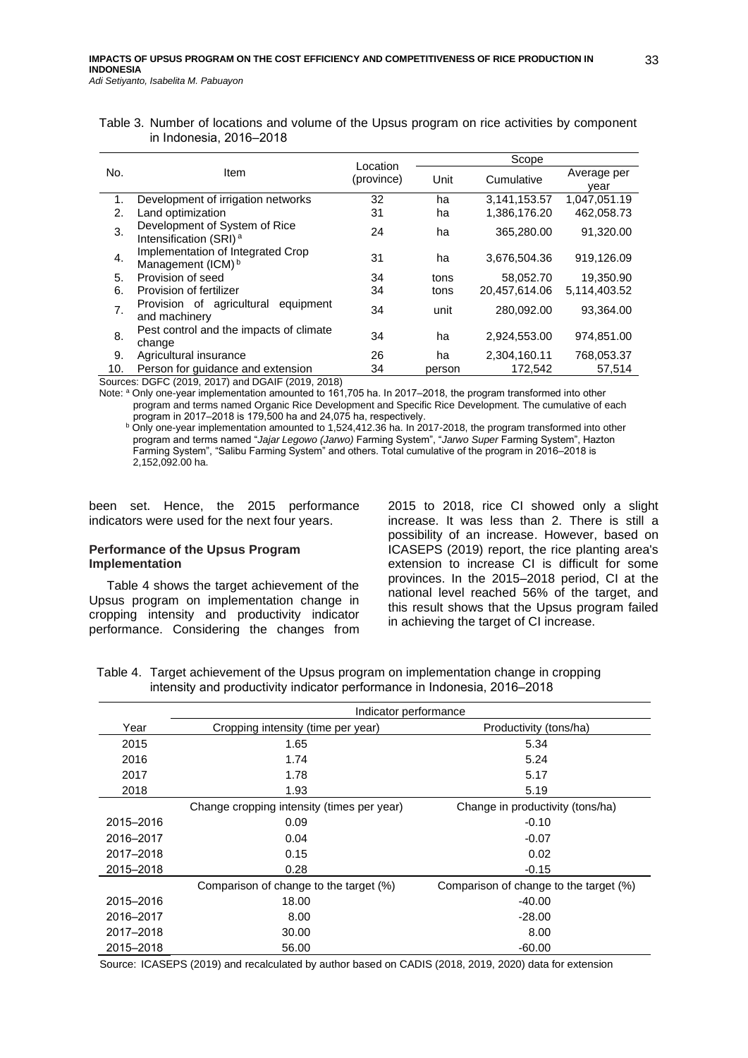Table 3. Number of locations and volume of the Upsus program on rice activities by component in Indonesia, 2016–2018

| No. | Item | Location (province) | Scope | | |
|---|---|---|---|---|---|
| | | | Unit | Cumulative | Average per year |
| 1. | Development of irrigation networks | 32 | ha | 3,141,153.57 | 1,047,051.19 |
| 2. | Land optimization | 31 | ha | 1,386,176.20 | 462,058.73 |
| 3. | Development of System of Rice Intensification (SRI) [a] | 24 | ha | 365,280.00 | 91,320.00 |
| 4. | Implementation of Integrated Crop Management (ICM) [b] | 31 | ha | 3,676,504.36 | 919,126.09 |
| 5. | Provision of seed | 34 | tons | 58,052.70 | 19,350.90 |
| 6. | Provision of fertilizer | 34 | tons | 20,457,614.06 | 5,114,403.52 |
| 7. | Provision of agricultural equipment and machinery | 34 | unit | 280,092.00 | 93,364.00 |
| 8. | Pest control and the impacts of climate change | 34 | ha | 2,924,553.00 | 974,851.00 |
| 9. | Agricultural insurance | 26 | ha | 2,304,160.11 | 768,053.37 |
| 10. | Person for guidance and extension | 34 | person | 172,542 | 57,514 |

Sources: DGFC (2019, 2017) and DGAIF (2019, 2018)

Note: [a] Only one-year implementation amounted to 161,705 ha. In 2017–2018, the program transformed into other program and terms named Organic Rice Development and Specific Rice Development. The cumulative of each program in 2017–2018 is 179,500 ha and 24,075 ha, respectively.

[b] Only one-year implementation amounted to 1,524,412.36 ha. In 2017-2018, the program transformed into other program and terms named "*Jajar Legowo (Jarwo)* Farming System", "*Jarwo Super* Farming System", Hazton Farming System", "Salibu Farming System" and others. Total cumulative of the program in 2016–2018 is 2,152,092.00 ha.

been set. Hence, the 2015 performance indicators were used for the next four years.

**Performance of the Upsus Program Implementation**

Table 4 shows the target achievement of the Upsus program on implementation change in cropping intensity and productivity indicator performance. Considering the changes from 2015 to 2018, rice CI showed only a slight increase. It was less than 2. There is still a possibility of an increase. However, based on ICASEPS (2019) report, the rice planting area's extension to increase CI is difficult for some provinces. In the 2015–2018 period, CI at the national level reached 56% of the target, and this result shows that the Upsus program failed in achieving the target of CI increase.

Table 4. Target achievement of the Upsus program on implementation change in cropping intensity and productivity indicator performance in Indonesia, 2016–2018

| | Indicator performance | |
|---|---|---|
| Year | Cropping intensity (time per year) | Productivity (tons/ha) |
| 2015 | 1.65 | 5.34 |
| 2016 | 1.74 | 5.24 |
| 2017 | 1.78 | 5.17 |
| 2018 | 1.93 | 5.19 |
| | Change cropping intensity (times per year) | Change in productivity (tons/ha) |
| 2015–2016 | 0.09 | -0.10 |
| 2016–2017 | 0.04 | -0.07 |
| 2017–2018 | 0.15 | 0.02 |
| 2015–2018 | 0.28 | -0.15 |
| | Comparison of change to the target (%) | Comparison of change to the target (%) |
| 2015–2016 | 18.00 | -40.00 |
| 2016–2017 | 8.00 | -28.00 |
| 2017–2018 | 30.00 | 8.00 |
| 2015–2018 | 56.00 | -60.00 |

Source: ICASEPS (2019) and recalculated by author based on CADIS (2018, 2019, 2020) data for extension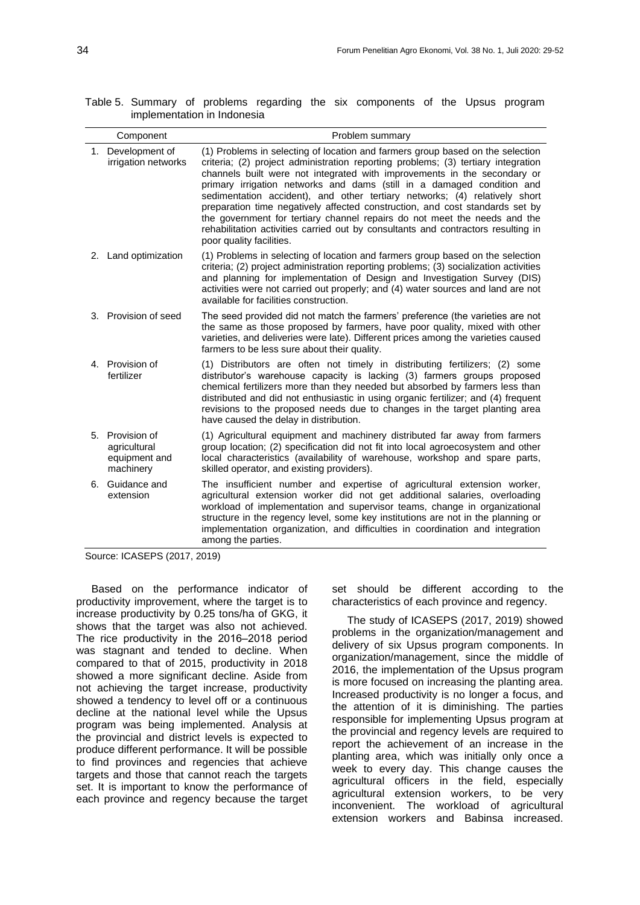Table 5. Summary of problems regarding the six components of the Upsus program implementation in Indonesia

| Component | Problem summary |
|---|---|
| 1. Development of irrigation networks | (1) Problems in selecting of location and farmers group based on the selection criteria; (2) project administration reporting problems; (3) tertiary integration channels built were not integrated with improvements in the secondary or primary irrigation networks and dams (still in a damaged condition and sedimentation accident), and other tertiary networks; (4) relatively short preparation time negatively affected construction, and cost standards set by the government for tertiary channel repairs do not meet the needs and the rehabilitation activities carried out by consultants and contractors resulting in poor quality facilities. |
| 2. Land optimization | (1) Problems in selecting of location and farmers group based on the selection criteria; (2) project administration reporting problems; (3) socialization activities and planning for implementation of Design and Investigation Survey (DIS) activities were not carried out properly; and (4) water sources and land are not available for facilities construction. |
| 3. Provision of seed | The seed provided did not match the farmers' preference (the varieties are not the same as those proposed by farmers, have poor quality, mixed with other varieties, and deliveries were late). Different prices among the varieties caused farmers to be less sure about their quality. |
| 4. Provision of fertilizer | (1) Distributors are often not timely in distributing fertilizers; (2) some distributor's warehouse capacity is lacking (3) farmers groups proposed chemical fertilizers more than they needed but absorbed by farmers less than distributed and did not enthusiastic in using organic fertilizer; and (4) frequent revisions to the proposed needs due to changes in the target planting area have caused the delay in distribution. |
| 5. Provision of agricultural equipment and machinery | (1) Agricultural equipment and machinery distributed far away from farmers group location; (2) specification did not fit into local agroecosystem and other local characteristics (availability of warehouse, workshop and spare parts, skilled operator, and existing providers). |
| 6. Guidance and extension | The insufficient number and expertise of agricultural extension worker, agricultural extension worker did not get additional salaries, overloading workload of implementation and supervisor teams, change in organizational structure in the regency level, some key institutions are not in the planning or implementation organization, and difficulties in coordination and integration among the parties. |

Source: ICASEPS (2017, 2019)

Based on the performance indicator of productivity improvement, where the target is to increase productivity by 0.25 tons/ha of GKG, it shows that the target was also not achieved. The rice productivity in the 2016–2018 period was stagnant and tended to decline. When compared to that of 2015, productivity in 2018 showed a more significant decline. Aside from not achieving the target increase, productivity showed a tendency to level off or a continuous decline at the national level while the Upsus program was being implemented. Analysis at the provincial and district levels is expected to produce different performance. It will be possible to find provinces and regencies that achieve targets and those that cannot reach the targets set. It is important to know the performance of each province and regency because the target set should be different according to the characteristics of each province and regency.

The study of ICASEPS (2017, 2019) showed problems in the organization/management and delivery of six Upsus program components. In organization/management, since the middle of 2016, the implementation of the Upsus program is more focused on increasing the planting area. Increased productivity is no longer a focus, and the attention of it is diminishing. The parties responsible for implementing Upsus program at the provincial and regency levels are required to report the achievement of an increase in the planting area, which was initially only once a week to every day. This change causes the agricultural officers in the field, especially agricultural extension workers, to be very inconvenient. The workload of agricultural extension workers and Babinsa increased.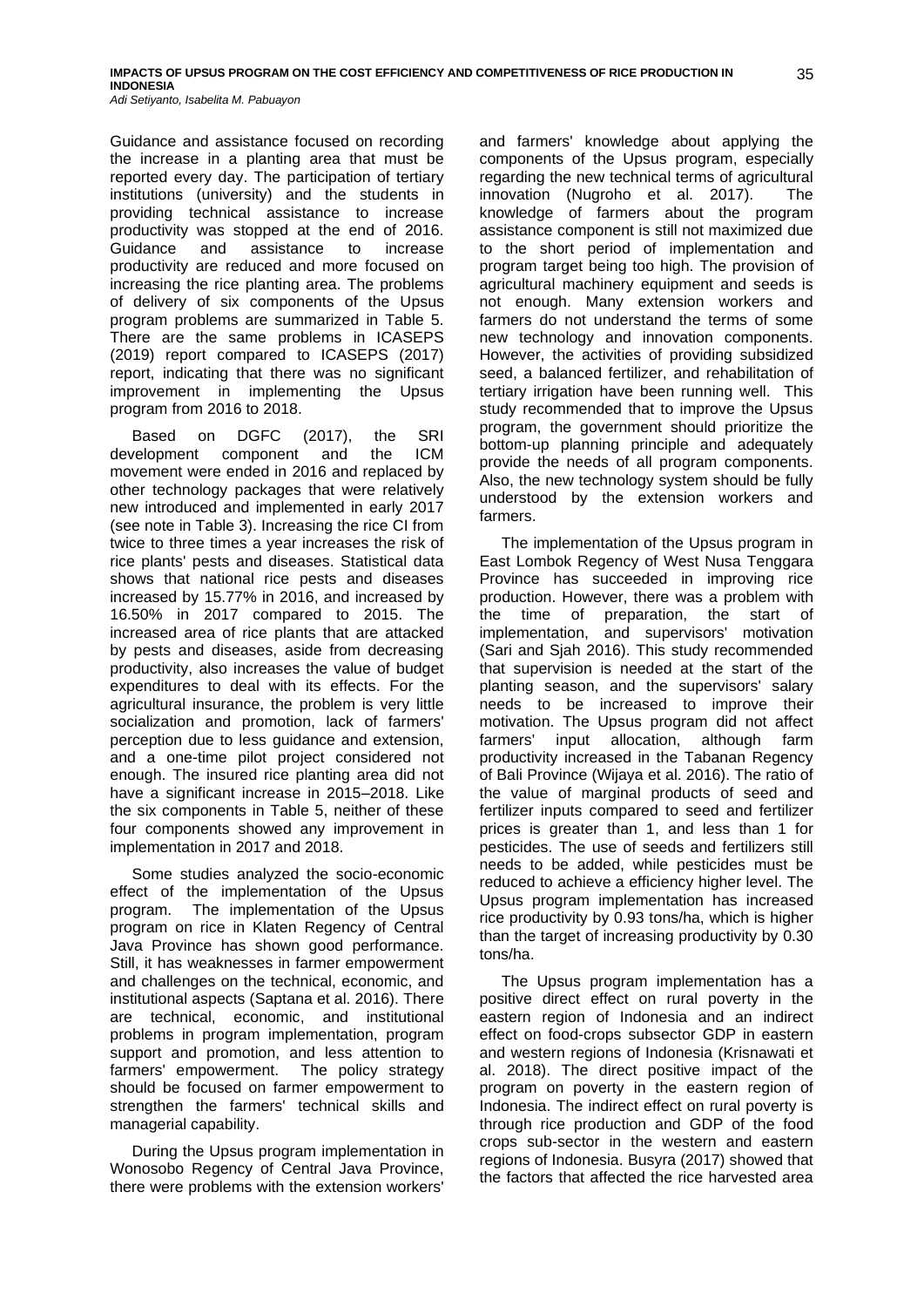Guidance and assistance focused on recording the increase in a planting area that must be reported every day. The participation of tertiary institutions (university) and the students in providing technical assistance to increase productivity was stopped at the end of 2016. Guidance and assistance to increase productivity are reduced and more focused on increasing the rice planting area. The problems of delivery of six components of the Upsus program problems are summarized in Table 5. There are the same problems in ICASEPS (2019) report compared to ICASEPS (2017) report, indicating that there was no significant improvement in implementing the Upsus program from 2016 to 2018.

Based on DGFC (2017), the SRI development component and the ICM movement were ended in 2016 and replaced by other technology packages that were relatively new introduced and implemented in early 2017 (see note in Table 3). Increasing the rice CI from twice to three times a year increases the risk of rice plants' pests and diseases. Statistical data shows that national rice pests and diseases increased by 15.77% in 2016, and increased by 16.50% in 2017 compared to 2015. The increased area of rice plants that are attacked by pests and diseases, aside from decreasing productivity, also increases the value of budget expenditures to deal with its effects. For the agricultural insurance, the problem is very little socialization and promotion, lack of farmers' perception due to less guidance and extension, and a one-time pilot project considered not enough. The insured rice planting area did not have a significant increase in 2015–2018. Like the six components in Table 5, neither of these four components showed any improvement in implementation in 2017 and 2018.

Some studies analyzed the socio-economic effect of the implementation of the Upsus program. The implementation of the Upsus program on rice in Klaten Regency of Central Java Province has shown good performance. Still, it has weaknesses in farmer empowerment and challenges on the technical, economic, and institutional aspects (Saptana et al. 2016). There are technical, economic, and institutional problems in program implementation, program support and promotion, and less attention to farmers' empowerment. The policy strategy should be focused on farmer empowerment to strengthen the farmers' technical skills and managerial capability.

During the Upsus program implementation in Wonosobo Regency of Central Java Province, there were problems with the extension workers' and farmers' knowledge about applying the components of the Upsus program, especially regarding the new technical terms of agricultural innovation (Nugroho et al. 2017). The knowledge of farmers about the program assistance component is still not maximized due to the short period of implementation and program target being too high. The provision of agricultural machinery equipment and seeds is not enough. Many extension workers and farmers do not understand the terms of some new technology and innovation components. However, the activities of providing subsidized seed, a balanced fertilizer, and rehabilitation of tertiary irrigation have been running well. This study recommended that to improve the Upsus program, the government should prioritize the bottom-up planning principle and adequately provide the needs of all program components. Also, the new technology system should be fully understood by the extension workers and farmers.

The implementation of the Upsus program in East Lombok Regency of West Nusa Tenggara Province has succeeded in improving rice production. However, there was a problem with the time of preparation, the start of implementation, and supervisors' motivation (Sari and Sjah 2016). This study recommended that supervision is needed at the start of the planting season, and the supervisors' salary needs to be increased to improve their motivation. The Upsus program did not affect farmers' input allocation, although farm productivity increased in the Tabanan Regency of Bali Province (Wijaya et al. 2016). The ratio of the value of marginal products of seed and fertilizer inputs compared to seed and fertilizer prices is greater than 1, and less than 1 for pesticides. The use of seeds and fertilizers still needs to be added, while pesticides must be reduced to achieve a efficiency higher level. The Upsus program implementation has increased rice productivity by 0.93 tons/ha, which is higher than the target of increasing productivity by 0.30 tons/ha.

The Upsus program implementation has a positive direct effect on rural poverty in the eastern region of Indonesia and an indirect effect on food-crops subsector GDP in eastern and western regions of Indonesia (Krisnawati et al. 2018). The direct positive impact of the program on poverty in the eastern region of Indonesia. The indirect effect on rural poverty is through rice production and GDP of the food crops sub-sector in the western and eastern regions of Indonesia. Busyra (2017) showed that the factors that affected the rice harvested area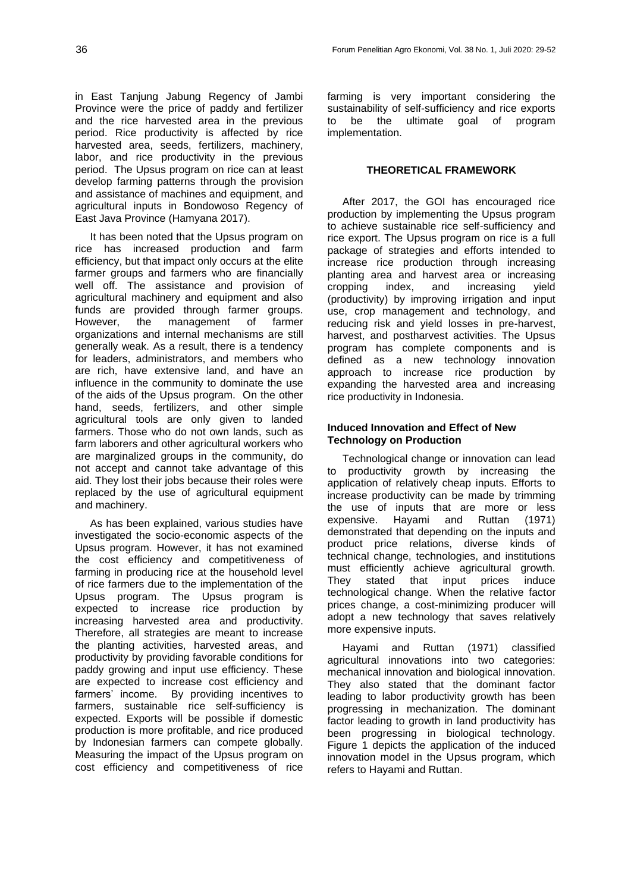in East Tanjung Jabung Regency of Jambi Province were the price of paddy and fertilizer and the rice harvested area in the previous period. Rice productivity is affected by rice harvested area, seeds, fertilizers, machinery, labor, and rice productivity in the previous period. The Upsus program on rice can at least develop farming patterns through the provision and assistance of machines and equipment, and agricultural inputs in Bondowoso Regency of East Java Province (Hamyana 2017).

It has been noted that the Upsus program on rice has increased production and farm efficiency, but that impact only occurs at the elite farmer groups and farmers who are financially well off. The assistance and provision of agricultural machinery and equipment and also funds are provided through farmer groups. However, the management of farmer organizations and internal mechanisms are still generally weak. As a result, there is a tendency for leaders, administrators, and members who are rich, have extensive land, and have an influence in the community to dominate the use of the aids of the Upsus program. On the other hand, seeds, fertilizers, and other simple agricultural tools are only given to landed farmers. Those who do not own lands, such as farm laborers and other agricultural workers who are marginalized groups in the community, do not accept and cannot take advantage of this aid. They lost their jobs because their roles were replaced by the use of agricultural equipment and machinery.

As has been explained, various studies have investigated the socio-economic aspects of the Upsus program. However, it has not examined the cost efficiency and competitiveness of farming in producing rice at the household level of rice farmers due to the implementation of the Upsus program. The Upsus program is expected to increase rice production by increasing harvested area and productivity. Therefore, all strategies are meant to increase the planting activities, harvested areas, and productivity by providing favorable conditions for paddy growing and input use efficiency. These are expected to increase cost efficiency and farmers' income. By providing incentives to farmers, sustainable rice self-sufficiency is expected. Exports will be possible if domestic production is more profitable, and rice produced by Indonesian farmers can compete globally. Measuring the impact of the Upsus program on cost efficiency and competitiveness of rice farming is very important considering the sustainability of self-sufficiency and rice exports to be the ultimate goal of program implementation.

## THEORETICAL FRAMEWORK

After 2017, the GOI has encouraged rice production by implementing the Upsus program to achieve sustainable rice self-sufficiency and rice export. The Upsus program on rice is a full package of strategies and efforts intended to increase rice production through increasing planting area and harvest area or increasing cropping index, and increasing yield (productivity) by improving irrigation and input use, crop management and technology, and reducing risk and yield losses in pre-harvest, harvest, and postharvest activities. The Upsus program has complete components and is defined as a new technology innovation approach to increase rice production by expanding the harvested area and increasing rice productivity in Indonesia.

### Induced Innovation and Effect of New Technology on Production

Technological change or innovation can lead to productivity growth by increasing the application of relatively cheap inputs. Efforts to increase productivity can be made by trimming the use of inputs that are more or less expensive. Hayami and Ruttan (1971) demonstrated that depending on the inputs and product price relations, diverse kinds of technical change, technologies, and institutions must efficiently achieve agricultural growth. They stated that input prices induce technological change. When the relative factor prices change, a cost-minimizing producer will adopt a new technology that saves relatively more expensive inputs.

Hayami and Ruttan (1971) classified agricultural innovations into two categories: mechanical innovation and biological innovation. They also stated that the dominant factor leading to labor productivity growth has been progressing in mechanization. The dominant factor leading to growth in land productivity has been progressing in biological technology. Figure 1 depicts the application of the induced innovation model in the Upsus program, which refers to Hayami and Ruttan.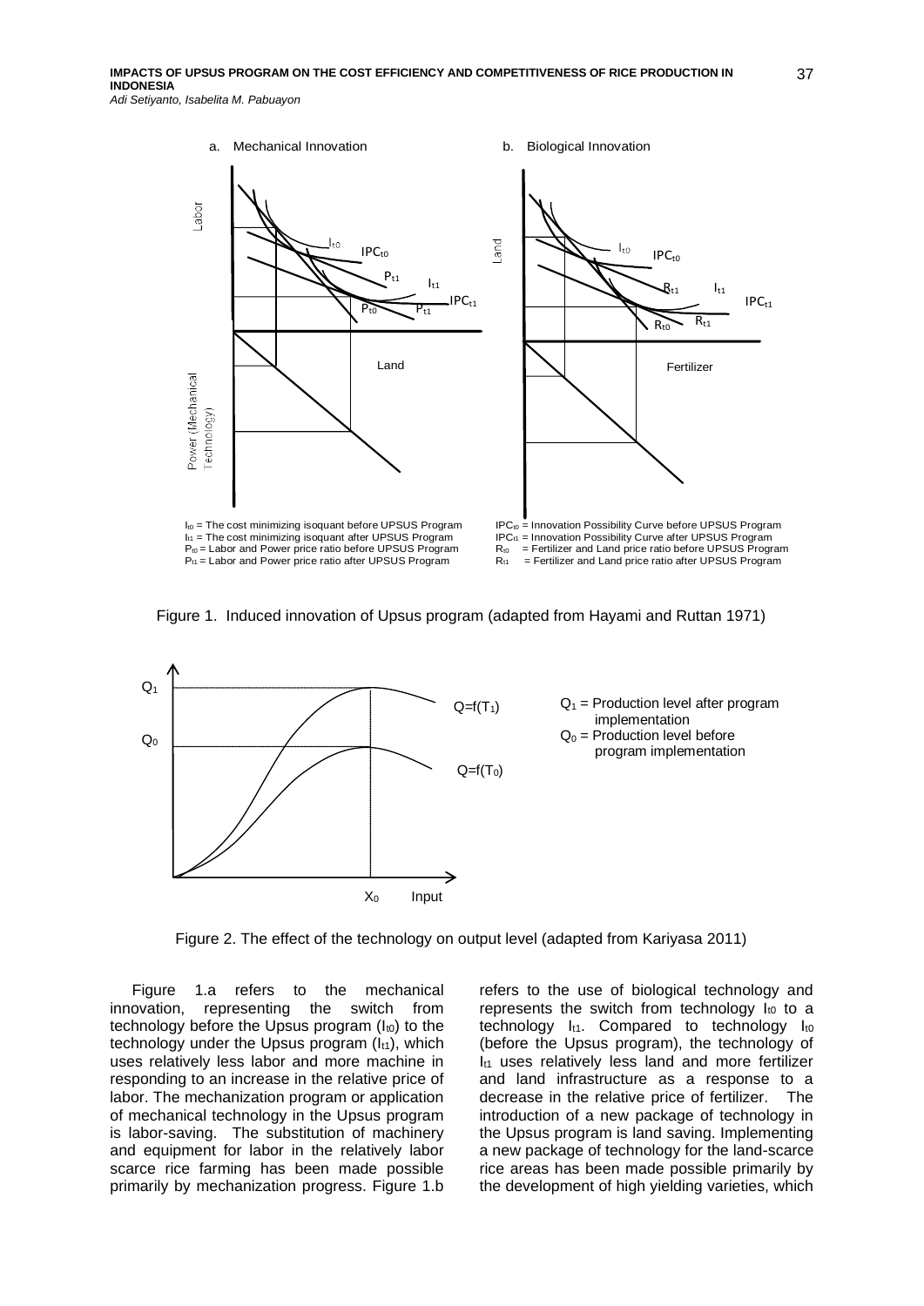a. Mechanical Innovation b. Biological Innovation

$I_{t0}$ = The cost minimizing isoquant before UPSUS Program
$I_{t1}$ = The cost minimizing isoquant after UPSUS Program
$P_{t0}$ = Labor and Power price ratio before UPSUS Program
$P_{t1}$ = Labor and Power price ratio after UPSUS Program

$IPC_{t0}$ = Innovation Possibility Curve before UPSUS Program
$IPC_{t1}$ = Innovation Possibility Curve after UPSUS Program
$R_{t0}$ = Fertilizer and Land price ratio before UPSUS Program
$R_{t1}$ = Fertilizer and Land price ratio after UPSUS Program

Figure 1. Induced innovation of Upsus program (adapted from Hayami and Ruttan 1971)

$Q_1$ = Production level after program implementation
$Q_0$ = Production level before program implementation

Figure 2. The effect of the technology on output level (adapted from Kariyasa 2011)

Figure 1.a refers to the mechanical innovation, representing the switch from technology before the Upsus program ($I_{t0}$) to the technology under the Upsus program ($I_{t1}$), which uses relatively less labor and more machine in responding to an increase in the relative price of labor. The mechanization program or application of mechanical technology in the Upsus program is labor-saving. The substitution of machinery and equipment for labor in the relatively labor scarce rice farming has been made possible primarily by mechanization progress. Figure 1.b refers to the use of biological technology and represents the switch from technology $I_{t0}$ to a technology $I_{t1}$. Compared to technology $I_{t0}$ (before the Upsus program), the technology of $I_{t1}$ uses relatively less land and more fertilizer and land infrastructure as a response to a decrease in the relative price of fertilizer. The introduction of a new package of technology in the Upsus program is land saving. Implementing a new package of technology for the land-scarce rice areas has been made possible primarily by the development of high yielding varieties, which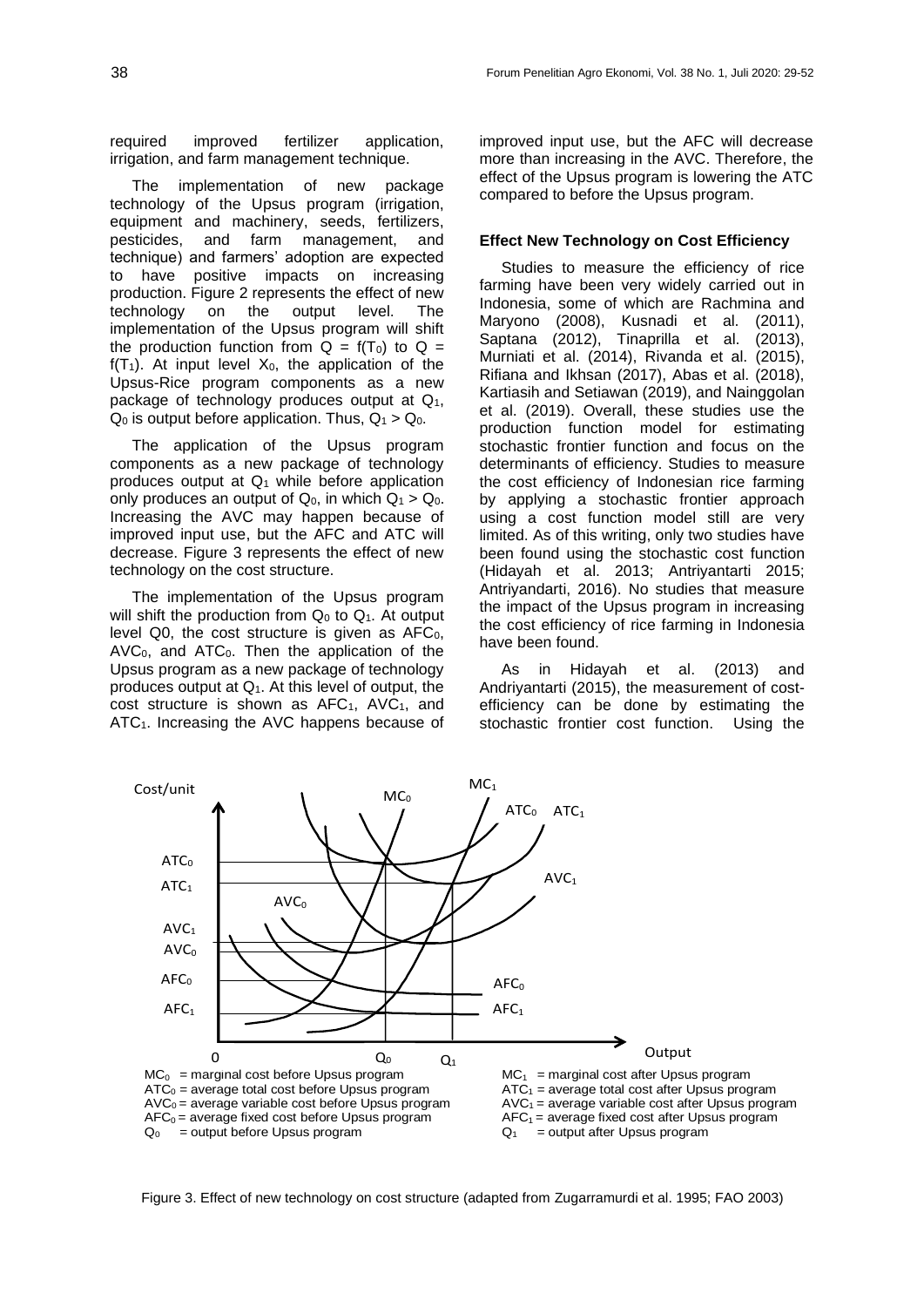required improved fertilizer application, irrigation, and farm management technique.

The implementation of new package technology of the Upsus program (irrigation, equipment and machinery, seeds, fertilizers, pesticides, and farm management, and technique) and farmers' adoption are expected to have positive impacts on increasing production. Figure 2 represents the effect of new technology on the output level. The implementation of the Upsus program will shift the production function from $Q = f(T_0)$ to $Q = f(T_1)$. At input level $X_0$, the application of the Upsus-Rice program components as a new package of technology produces output at $Q_1$, $Q_0$ is output before application. Thus, $Q_1 > Q_0$.

The application of the Upsus program components as a new package of technology produces output at $Q_1$ while before application only produces an output of $Q_0$, in which $Q_1 > Q_0$. Increasing the AVC may happen because of improved input use, but the AFC and ATC will decrease. Figure 3 represents the effect of new technology on the cost structure.

The implementation of the Upsus program will shift the production from $Q_0$ to $Q_1$. At output level Q0, the cost structure is given as $AFC_0$, $AVC_0$, and $ATC_0$. Then the application of the Upsus program as a new package of technology produces output at $Q_1$. At this level of output, the cost structure is shown as $AFC_1$, $AVC_1$, and $ATC_1$. Increasing the AVC happens because of improved input use, but the AFC will decrease more than increasing in the AVC. Therefore, the effect of the Upsus program is lowering the ATC compared to before the Upsus program.

### Effect New Technology on Cost Efficiency

Studies to measure the efficiency of rice farming have been very widely carried out in Indonesia, some of which are Rachmina and Maryono (2008), Kusnadi et al. (2011), Saptana (2012), Tinaprilla et al. (2013), Murniati et al. (2014), Rivanda et al. (2015), Rifiana and Ikhsan (2017), Abas et al. (2018), Kartiasih and Setiawan (2019), and Nainggolan et al. (2019). Overall, these studies use the production function model for estimating stochastic frontier function and focus on the determinants of efficiency. Studies to measure the cost efficiency of Indonesian rice farming by applying a stochastic frontier approach using a cost function model still are very limited. As of this writing, only two studies have been found using the stochastic cost function (Hidayah et al. 2013; Antriyantarti 2015; Antriyandarti, 2016). No studies that measure the impact of the Upsus program in increasing the cost efficiency of rice farming in Indonesia have been found.

As in Hidayah et al. (2013) and Andriyantarti (2015), the measurement of cost-efficiency can be done by estimating the stochastic frontier cost function. Using the

$MC_0$ = marginal cost before Upsus program
$ATC_0$ = average total cost before Upsus program
$AVC_0$ = average variable cost before Upsus program
$AFC_0$ = average fixed cost before Upsus program
$Q_0$ = output before Upsus program

$MC_1$ = marginal cost after Upsus program
$ATC_1$ = average total cost after Upsus program
$AVC_1$ = average variable cost after Upsus program
$AFC_1$ = average fixed cost after Upsus program
$Q_1$ = output after Upsus program

Figure 3. Effect of new technology on cost structure (adapted from Zugarramurdi et al. 1995; FAO 2003)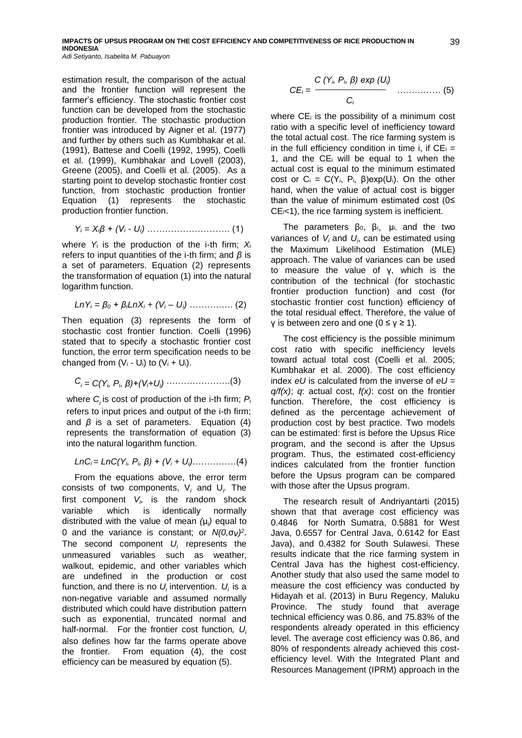estimation result, the comparison of the actual and the frontier function will represent the farmer's efficiency. The stochastic frontier cost function can be developed from the stochastic production frontier. The stochastic production frontier was introduced by Aigner et al. (1977) and further by others such as Kumbhakar et al. (1991), Battese and Coelli (1992, 1995), Coelli et al. (1999), Kumbhakar and Lovell (2003), Greene (2005), and Coelli et al. (2005). As a starting point to develop stochastic frontier cost function, from stochastic production frontier Equation (1) represents the stochastic production frontier function.

$$Y_i = X_i\beta + (V_i - U_i) \quad \text{………………………. (1)}$$

where $Y_i$ is the production of the i-th firm; $X_i$ refers to input quantities of the i-th firm; and $\beta$ is a set of parameters. Equation (2) represents the transformation of equation (1) into the natural logarithm function.

$$LnY_i = \beta_0 + \beta_i LnX_i + (V_i - U_i) \quad \text{…………… (2)}$$

Then equation (3) represents the form of stochastic cost frontier function. Coelli (1996) stated that to specify a stochastic frontier cost function, the error term specification needs to be changed from $(V_i - U_i)$ to $(V_i + U_i)$.

$$C_i = C(Y_i, P_i, \beta) + (V_i + U_i) \quad \text{………………….(3)}$$

where $C_i$ is cost of production of the i-th firm; $P_i$ refers to input prices and output of the i-th firm; and $\beta$ is a set of parameters. Equation (4) represents the transformation of equation (3) into the natural logarithm function.

$$LnC_i = LnC(Y_i, P_i, \beta) + (V_i + U_i) \quad \text{……………(4)}$$

From the equations above, the error term consists of two components, $V_i$ and $U_i$. The first component $V_i$, is the random shock variable which is identically normally distributed with the value of mean $(\mu_i)$ equal to 0 and the variance is constant; or $N(0,\sigma v)^2$. The second component $U_i$ represents the unmeasured variables such as weather, walkout, epidemic, and other variables which are undefined in the production or cost function, and there is no $U_i$ intervention. $U_i$ is a non-negative variable and assumed normally distributed which could have distribution pattern such as exponential, truncated normal and half-normal. For the frontier cost function, $U_i$ also defines how far the farms operate above the frontier. From equation (4), the cost efficiency can be measured by equation (5).

$$CE_i = \frac{C(Y_i, P_i, \beta)\exp(U_i)}{C_i} \quad \text{…………… (5)}$$

where $CE_i$ is the possibility of a minimum cost ratio with a specific level of inefficiency toward the total actual cost. The rice farming system is in the full efficiency condition in time i, if $CE_i$ = 1, and the $CE_i$ will be equal to 1 when the actual cost is equal to the minimum estimated cost or $C_i = C(Y_i, P_i, \beta)\exp(U_i)$. On the other hand, when the value of actual cost is bigger than the value of minimum estimated cost ($0 \leq CE_i < 1$), the rice farming system is inefficient.

The parameters $\beta_0$, $\beta_i$, $\mu_i$, and the two variances of $V_i$ and $U_i$, can be estimated using the Maximum Likelihood Estimation (MLE) approach. The value of variances can be used to measure the value of $\gamma$, which is the contribution of the technical (for stochastic frontier production function) and cost (for stochastic frontier cost function) efficiency of the total residual effect. Therefore, the value of $\gamma$ is between zero and one ($0 \leq \gamma \geq 1$).

The cost efficiency is the possible minimum cost ratio with specific inefficiency levels toward actual total cost (Coelli et al. 2005; Kumbhakar et al. 2000). The cost efficiency index $eU$ is calculated from the inverse of $eU = q/f(x)$; $q$: actual cost, $f(x)$: cost on the frontier function. Therefore, the cost efficiency is defined as the percentage achievement of production cost by best practice. Two models can be estimated: first is before the Upsus Rice program, and the second is after the Upsus program. Thus, the estimated cost-efficiency indices calculated from the frontier function before the Upsus program can be compared with those after the Upsus program.

The research result of Andriyantarti (2015) shown that that average cost efficiency was 0.4846 for North Sumatra, 0.5881 for West Java, 0.6557 for Central Java, 0.6142 for East Java), and 0.4382 for South Sulawesi. These results indicate that the rice farming system in Central Java has the highest cost-efficiency. Another study that also used the same model to measure the cost efficiency was conducted by Hidayah et al. (2013) in Buru Regency, Maluku Province. The study found that average technical efficiency was 0.86, and 75.83% of the respondents already operated in this efficiency level. The average cost efficiency was 0.86, and 80% of respondents already achieved this cost-efficiency level. With the Integrated Plant and Resources Management (IPRM) approach in the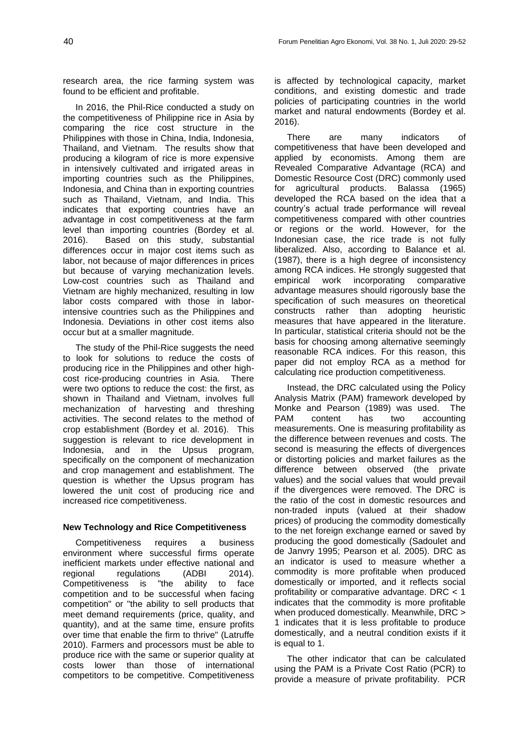research area, the rice farming system was found to be efficient and profitable.

In 2016, the Phil-Rice conducted a study on the competitiveness of Philippine rice in Asia by comparing the rice cost structure in the Philippines with those in China, India, Indonesia, Thailand, and Vietnam. The results show that producing a kilogram of rice is more expensive in intensively cultivated and irrigated areas in importing countries such as the Philippines, Indonesia, and China than in exporting countries such as Thailand, Vietnam, and India. This indicates that exporting countries have an advantage in cost competitiveness at the farm level than importing countries (Bordey et al. 2016). Based on this study, substantial differences occur in major cost items such as labor, not because of major differences in prices but because of varying mechanization levels. Low-cost countries such as Thailand and Vietnam are highly mechanized, resulting in low labor costs compared with those in labor-intensive countries such as the Philippines and Indonesia. Deviations in other cost items also occur but at a smaller magnitude.

The study of the Phil-Rice suggests the need to look for solutions to reduce the costs of producing rice in the Philippines and other high-cost rice-producing countries in Asia. There were two options to reduce the cost: the first, as shown in Thailand and Vietnam, involves full mechanization of harvesting and threshing activities. The second relates to the method of crop establishment (Bordey et al. 2016). This suggestion is relevant to rice development in Indonesia, and in the Upsus program, specifically on the component of mechanization and crop management and establishment. The question is whether the Upsus program has lowered the unit cost of producing rice and increased rice competitiveness.

## New Technology and Rice Competitiveness

Competitiveness requires a business environment where successful firms operate inefficient markets under effective national and regional regulations (ADBI 2014). Competitiveness is "the ability to face competition and to be successful when facing competition" or "the ability to sell products that meet demand requirements (price, quality, and quantity), and at the same time, ensure profits over time that enable the firm to thrive" (Latruffe 2010). Farmers and processors must be able to produce rice with the same or superior quality at costs lower than those of international competitors to be competitive. Competitiveness is affected by technological capacity, market conditions, and existing domestic and trade policies of participating countries in the world market and natural endowments (Bordey et al. 2016).

There are many indicators of competitiveness that have been developed and applied by economists. Among them are Revealed Comparative Advantage (RCA) and Domestic Resource Cost (DRC) commonly used for agricultural products. Balassa (1965) developed the RCA based on the idea that a country's actual trade performance will reveal competitiveness compared with other countries or regions or the world. However, for the Indonesian case, the rice trade is not fully liberalized. Also, according to Balance et al. (1987), there is a high degree of inconsistency among RCA indices. He strongly suggested that empirical work incorporating comparative advantage measures should rigorously base the specification of such measures on theoretical constructs rather than adopting heuristic measures that have appeared in the literature. In particular, statistical criteria should not be the basis for choosing among alternative seemingly reasonable RCA indices. For this reason, this paper did not employ RCA as a method for calculating rice production competitiveness.

Instead, the DRC calculated using the Policy Analysis Matrix (PAM) framework developed by Monke and Pearson (1989) was used. The PAM content has two accounting measurements. One is measuring profitability as the difference between revenues and costs. The second is measuring the effects of divergences or distorting policies and market failures as the difference between observed (the private values) and the social values that would prevail if the divergences were removed. The DRC is the ratio of the cost in domestic resources and non-traded inputs (valued at their shadow prices) of producing the commodity domestically to the net foreign exchange earned or saved by producing the good domestically (Sadoulet and de Janvry 1995; Pearson et al. 2005). DRC as an indicator is used to measure whether a commodity is more profitable when produced domestically or imported, and it reflects social profitability or comparative advantage. DRC < 1 indicates that the commodity is more profitable when produced domestically. Meanwhile, DRC > 1 indicates that it is less profitable to produce domestically, and a neutral condition exists if it is equal to 1.

The other indicator that can be calculated using the PAM is a Private Cost Ratio (PCR) to provide a measure of private profitability. PCR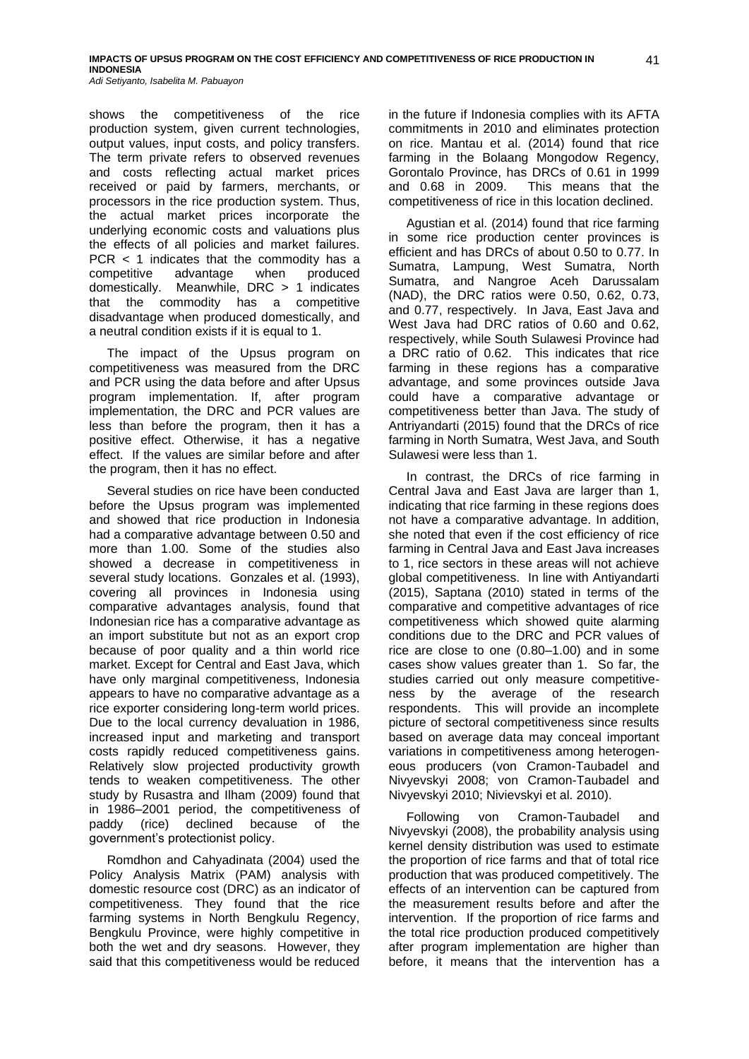shows the competitiveness of the rice production system, given current technologies, output values, input costs, and policy transfers. The term private refers to observed revenues and costs reflecting actual market prices received or paid by farmers, merchants, or processors in the rice production system. Thus, the actual market prices incorporate the underlying economic costs and valuations plus the effects of all policies and market failures. PCR < 1 indicates that the commodity has a competitive advantage when produced domestically. Meanwhile, DRC > 1 indicates that the commodity has a competitive disadvantage when produced domestically, and a neutral condition exists if it is equal to 1.

The impact of the Upsus program on competitiveness was measured from the DRC and PCR using the data before and after Upsus program implementation. If, after program implementation, the DRC and PCR values are less than before the program, then it has a positive effect. Otherwise, it has a negative effect. If the values are similar before and after the program, then it has no effect.

Several studies on rice have been conducted before the Upsus program was implemented and showed that rice production in Indonesia had a comparative advantage between 0.50 and more than 1.00. Some of the studies also showed a decrease in competitiveness in several study locations. Gonzales et al. (1993), covering all provinces in Indonesia using comparative advantages analysis, found that Indonesian rice has a comparative advantage as an import substitute but not as an export crop because of poor quality and a thin world rice market. Except for Central and East Java, which have only marginal competitiveness, Indonesia appears to have no comparative advantage as a rice exporter considering long-term world prices. Due to the local currency devaluation in 1986, increased input and marketing and transport costs rapidly reduced competitiveness gains. Relatively slow projected productivity growth tends to weaken competitiveness. The other study by Rusastra and Ilham (2009) found that in 1986–2001 period, the competitiveness of paddy (rice) declined because of the government's protectionist policy.

Romdhon and Cahyadinata (2004) used the Policy Analysis Matrix (PAM) analysis with domestic resource cost (DRC) as an indicator of competitiveness. They found that the rice farming systems in North Bengkulu Regency, Bengkulu Province, were highly competitive in both the wet and dry seasons. However, they said that this competitiveness would be reduced in the future if Indonesia complies with its AFTA commitments in 2010 and eliminates protection on rice. Mantau et al. (2014) found that rice farming in the Bolaang Mongodow Regency, Gorontalo Province, has DRCs of 0.61 in 1999 and 0.68 in 2009. This means that the competitiveness of rice in this location declined.

Agustian et al. (2014) found that rice farming in some rice production center provinces is efficient and has DRCs of about 0.50 to 0.77. In Sumatra, Lampung, West Sumatra, North Sumatra, and Nangroe Aceh Darussalam (NAD), the DRC ratios were 0.50, 0.62, 0.73, and 0.77, respectively. In Java, East Java and West Java had DRC ratios of 0.60 and 0.62, respectively, while South Sulawesi Province had a DRC ratio of 0.62. This indicates that rice farming in these regions has a comparative advantage, and some provinces outside Java could have a comparative advantage or competitiveness better than Java. The study of Antriyandarti (2015) found that the DRCs of rice farming in North Sumatra, West Java, and South Sulawesi were less than 1.

In contrast, the DRCs of rice farming in Central Java and East Java are larger than 1, indicating that rice farming in these regions does not have a comparative advantage. In addition, she noted that even if the cost efficiency of rice farming in Central Java and East Java increases to 1, rice sectors in these areas will not achieve global competitiveness. In line with Antiyandarti (2015), Saptana (2010) stated in terms of the comparative and competitive advantages of rice competitiveness which showed quite alarming conditions due to the DRC and PCR values of rice are close to one (0.80–1.00) and in some cases show values greater than 1. So far, the studies carried out only measure competitiveness by the average of the research respondents. This will provide an incomplete picture of sectoral competitiveness since results based on average data may conceal important variations in competitiveness among heterogeneous producers (von Cramon-Taubadel and Nivyevskyi 2008; von Cramon-Taubadel and Nivyevskyi 2010; Nivievskyi et al. 2010).

Following von Cramon-Taubadel and Nivyevskyi (2008), the probability analysis using kernel density distribution was used to estimate the proportion of rice farms and that of total rice production that was produced competitively. The effects of an intervention can be captured from the measurement results before and after the intervention. If the proportion of rice farms and the total rice production produced competitively after program implementation are higher than before, it means that the intervention has a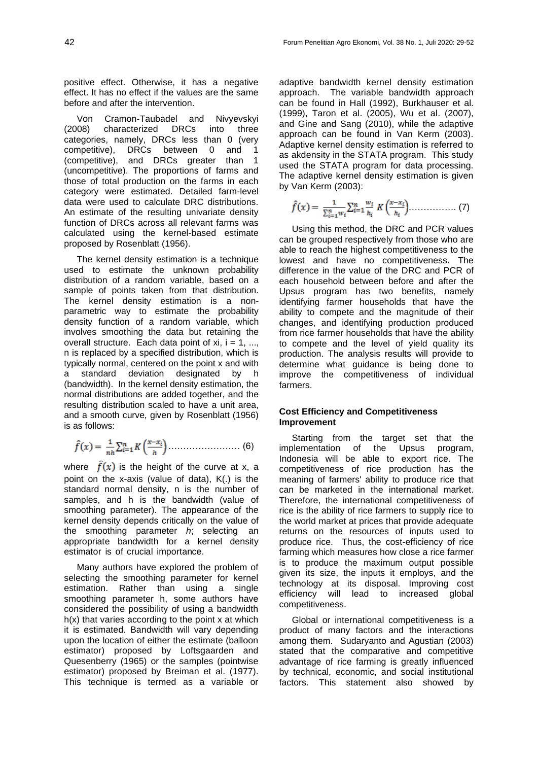positive effect. Otherwise, it has a negative effect. It has no effect if the values are the same before and after the intervention.

Von Cramon-Taubadel and Nivyevskyi (2008) characterized DRCs into three categories, namely, DRCs less than 0 (very competitive), DRCs between 0 and 1 (competitive), and DRCs greater than 1 (uncompetitive). The proportions of farms and those of total production on the farms in each category were estimated. Detailed farm-level data were used to calculate DRC distributions. An estimate of the resulting univariate density function of DRCs across all relevant farms was calculated using the kernel-based estimate proposed by Rosenblatt (1956).

The kernel density estimation is a technique used to estimate the unknown probability distribution of a random variable, based on a sample of points taken from that distribution. The kernel density estimation is a non-parametric way to estimate the probability density function of a random variable, which involves smoothing the data but retaining the overall structure. Each data point of $x_i$, $i = 1, ..., n$ is replaced by a specified distribution, which is typically normal, centered on the point x and with a standard deviation designated by h (bandwidth). In the kernel density estimation, the normal distributions are added together, and the resulting distribution scaled to have a unit area, and a smooth curve, given by Rosenblatt (1956) is as follows:

$$\hat{f}(x) = \frac{1}{nh}\sum_{i=1}^{n} K\left(\frac{x-x_i}{h}\right) \quad \text{…………………… (6)}$$

where $\hat{f}(x)$ is the height of the curve at x, a point on the x-axis (value of data), K(.) is the standard normal density, n is the number of samples, and h is the bandwidth (value of smoothing parameter). The appearance of the kernel density depends critically on the value of the smoothing parameter *h*; selecting an appropriate bandwidth for a kernel density estimator is of crucial importance.

Many authors have explored the problem of selecting the smoothing parameter for kernel estimation. Rather than using a single smoothing parameter h, some authors have considered the possibility of using a bandwidth h(x) that varies according to the point x at which it is estimated. Bandwidth will vary depending upon the location of either the estimate (balloon estimator) proposed by Loftsgaarden and Quesenberry (1965) or the samples (pointwise estimator) proposed by Breiman et al. (1977). This technique is termed as a variable or adaptive bandwidth kernel density estimation approach. The variable bandwidth approach can be found in Hall (1992), Burkhauser et al. (1999), Taron et al. (2005), Wu et al. (2007), and Gine and Sang (2010), while the adaptive approach can be found in Van Kerm (2003). Adaptive kernel density estimation is referred to as akdensity in the STATA program. This study used the STATA program for data processing. The adaptive kernel density estimation is given by Van Kerm (2003):

$$\hat{f}(x) = \frac{1}{\sum_{i=1}^{n} w_i}\sum_{i=1}^{n} \frac{w_i}{h_i} K\left(\frac{x-x_i}{h_i}\right) \quad \text{……………. (7)}$$

Using this method, the DRC and PCR values can be grouped respectively from those who are able to reach the highest competitiveness to the lowest and have no competitiveness. The difference in the value of the DRC and PCR of each household between before and after the Upsus program has two benefits, namely identifying farmer households that have the ability to compete and the magnitude of their changes, and identifying production produced from rice farmer households that have the ability to compete and the level of yield quality its production. The analysis results will provide to determine what guidance is being done to improve the competitiveness of individual farmers.

**Cost Efficiency and Competitiveness Improvement**

Starting from the target set that the implementation of the Upsus program, Indonesia will be able to export rice. The competitiveness of rice production has the meaning of farmers' ability to produce rice that can be marketed in the international market. Therefore, the international competitiveness of rice is the ability of rice farmers to supply rice to the world market at prices that provide adequate returns on the resources of inputs used to produce rice. Thus, the cost-efficiency of rice farming which measures how close a rice farmer is to produce the maximum output possible given its size, the inputs it employs, and the technology at its disposal. Improving cost efficiency will lead to increased global competitiveness.

Global or international competitiveness is a product of many factors and the interactions among them. Sudaryanto and Agustian (2003) stated that the comparative and competitive advantage of rice farming is greatly influenced by technical, economic, and social institutional factors. This statement also showed by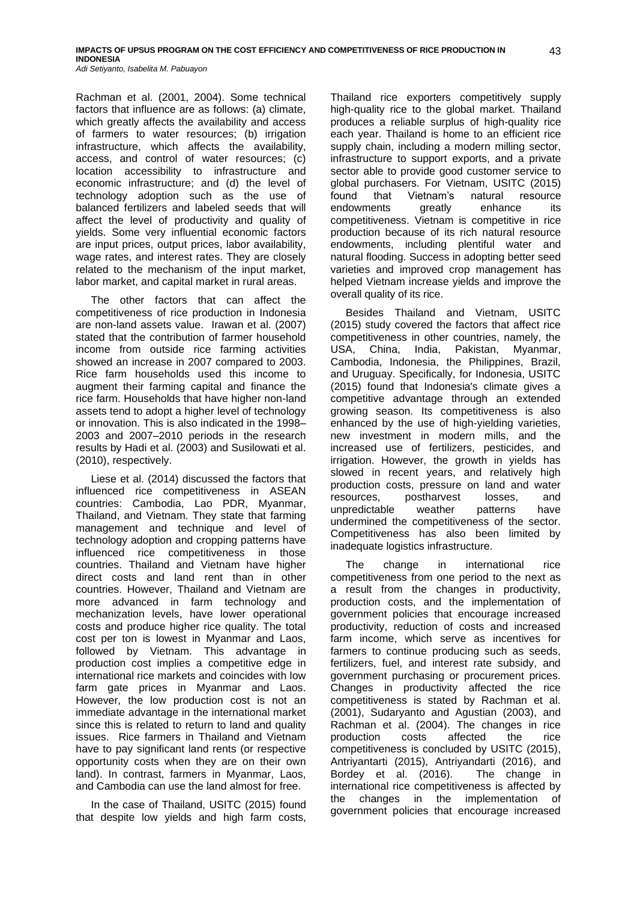Rachman et al. (2001, 2004). Some technical factors that influence are as follows: (a) climate, which greatly affects the availability and access of farmers to water resources; (b) irrigation infrastructure, which affects the availability, access, and control of water resources; (c) location accessibility to infrastructure and economic infrastructure; and (d) the level of technology adoption such as the use of balanced fertilizers and labeled seeds that will affect the level of productivity and quality of yields. Some very influential economic factors are input prices, output prices, labor availability, wage rates, and interest rates. They are closely related to the mechanism of the input market, labor market, and capital market in rural areas.

The other factors that can affect the competitiveness of rice production in Indonesia are non-land assets value. Irawan et al. (2007) stated that the contribution of farmer household income from outside rice farming activities showed an increase in 2007 compared to 2003. Rice farm households used this income to augment their farming capital and finance the rice farm. Households that have higher non-land assets tend to adopt a higher level of technology or innovation. This is also indicated in the 1998–2003 and 2007–2010 periods in the research results by Hadi et al. (2003) and Susilowati et al. (2010), respectively.

Liese et al. (2014) discussed the factors that influenced rice competitiveness in ASEAN countries: Cambodia, Lao PDR, Myanmar, Thailand, and Vietnam. They state that farming management and technique and level of technology adoption and cropping patterns have influenced rice competitiveness in those countries. Thailand and Vietnam have higher direct costs and land rent than in other countries. However, Thailand and Vietnam are more advanced in farm technology and mechanization levels, have lower operational costs and produce higher rice quality. The total cost per ton is lowest in Myanmar and Laos, followed by Vietnam. This advantage in production cost implies a competitive edge in international rice markets and coincides with low farm gate prices in Myanmar and Laos. However, the low production cost is not an immediate advantage in the international market since this is related to return to land and quality issues. Rice farmers in Thailand and Vietnam have to pay significant land rents (or respective opportunity costs when they are on their own land). In contrast, farmers in Myanmar, Laos, and Cambodia can use the land almost for free.

In the case of Thailand, USITC (2015) found that despite low yields and high farm costs, Thailand rice exporters competitively supply high-quality rice to the global market. Thailand produces a reliable surplus of high-quality rice each year. Thailand is home to an efficient rice supply chain, including a modern milling sector, infrastructure to support exports, and a private sector able to provide good customer service to global purchasers. For Vietnam, USITC (2015) found that Vietnam's natural resource endowments greatly enhance its competitiveness. Vietnam is competitive in rice production because of its rich natural resource endowments, including plentiful water and natural flooding. Success in adopting better seed varieties and improved crop management has helped Vietnam increase yields and improve the overall quality of its rice.

Besides Thailand and Vietnam, USITC (2015) study covered the factors that affect rice competitiveness in other countries, namely, the USA, China, India, Pakistan, Myanmar, Cambodia, Indonesia, the Philippines, Brazil, and Uruguay. Specifically, for Indonesia, USITC (2015) found that Indonesia's climate gives a competitive advantage through an extended growing season. Its competitiveness is also enhanced by the use of high-yielding varieties, new investment in modern mills, and the increased use of fertilizers, pesticides, and irrigation. However, the growth in yields has slowed in recent years, and relatively high production costs, pressure on land and water resources, postharvest losses, and unpredictable weather patterns have undermined the competitiveness of the sector. Competitiveness has also been limited by inadequate logistics infrastructure.

The change in international rice competitiveness from one period to the next as a result from the changes in productivity, production costs, and the implementation of government policies that encourage increased productivity, reduction of costs and increased farm income, which serve as incentives for farmers to continue producing such as seeds, fertilizers, fuel, and interest rate subsidy, and government purchasing or procurement prices. Changes in productivity affected the rice competitiveness is stated by Rachman et al. (2001), Sudaryanto and Agustian (2003), and Rachman et al. (2004). The changes in rice production costs affected the rice competitiveness is concluded by USITC (2015), Antriyantarti (2015), Antriyandarti (2016), and Bordey et al. (2016). The change in international rice competitiveness is affected by the changes in the implementation of government policies that encourage increased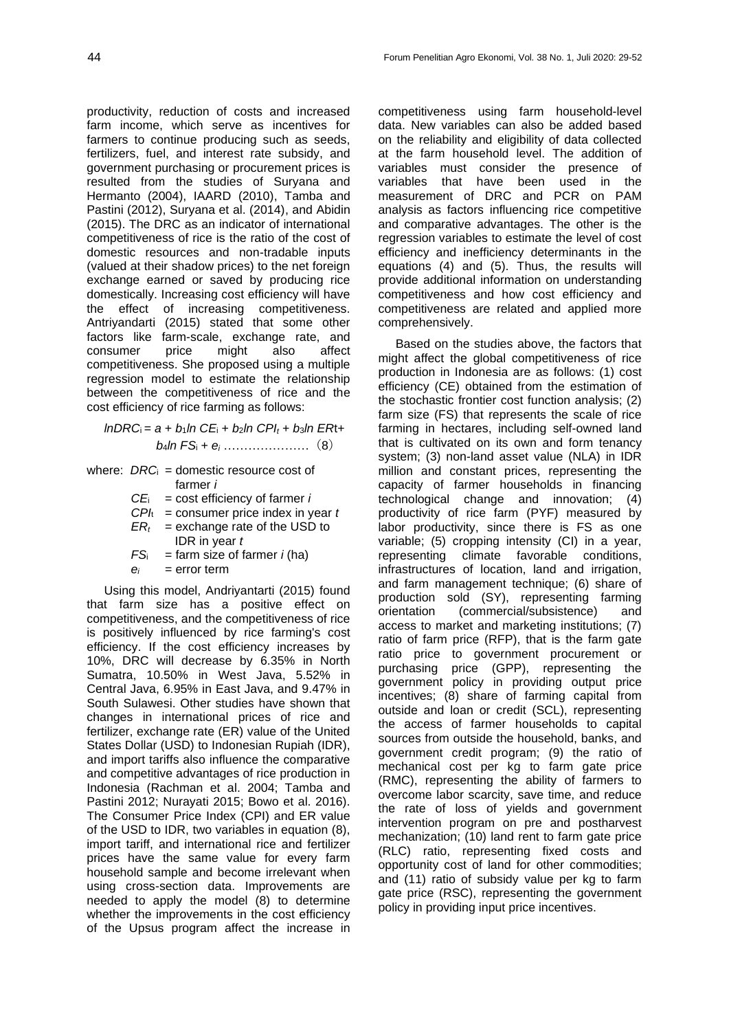productivity, reduction of costs and increased farm income, which serve as incentives for farmers to continue producing such as seeds, fertilizers, fuel, and interest rate subsidy, and government purchasing or procurement prices is resulted from the studies of Suryana and Hermanto (2004), IAARD (2010), Tamba and Pastini (2012), Suryana et al. (2014), and Abidin (2015). The DRC as an indicator of international competitiveness of rice is the ratio of the cost of domestic resources and non-tradable inputs (valued at their shadow prices) to the net foreign exchange earned or saved by producing rice domestically. Increasing cost efficiency will have the effect of increasing competitiveness. Antriyandarti (2015) stated that some other factors like farm-scale, exchange rate, and consumer price might also affect competitiveness. She proposed using a multiple regression model to estimate the relationship between the competitiveness of rice and the cost efficiency of rice farming as follows:

$$lnDRC_i = a + b_1 ln\ CE_i + b_2 ln\ CPI_t + b_3 ln\ ER_t + b_4 ln\ FS_i + e_i \quad (8)$$

where:
- $DRC_i$ = domestic resource cost of farmer *i*
- $CE_i$ = cost efficiency of farmer *i*
- $CPI_t$ = consumer price index in year *t*
- $ER_t$ = exchange rate of the USD to IDR in year *t*
- $FS_i$ = farm size of farmer *i* (ha)
- $e_i$ = error term

Using this model, Andriyantarti (2015) found that farm size has a positive effect on competitiveness, and the competitiveness of rice is positively influenced by rice farming's cost efficiency. If the cost efficiency increases by 10%, DRC will decrease by 6.35% in North Sumatra, 10.50% in West Java, 5.52% in Central Java, 6.95% in East Java, and 9.47% in South Sulawesi. Other studies have shown that changes in international prices of rice and fertilizer, exchange rate (ER) value of the United States Dollar (USD) to Indonesian Rupiah (IDR), and import tariffs also influence the comparative and competitive advantages of rice production in Indonesia (Rachman et al. 2004; Tamba and Pastini 2012; Nurayati 2015; Bowo et al. 2016). The Consumer Price Index (CPI) and ER value of the USD to IDR, two variables in equation (8), import tariff, and international rice and fertilizer prices have the same value for every farm household sample and become irrelevant when using cross-section data. Improvements are needed to apply the model (8) to determine whether the improvements in the cost efficiency of the Upsus program affect the increase in competitiveness using farm household-level data. New variables can also be added based on the reliability and eligibility of data collected at the farm household level. The addition of variables must consider the presence of variables that have been used in the measurement of DRC and PCR on PAM analysis as factors influencing rice competitive and comparative advantages. The other is the regression variables to estimate the level of cost efficiency and inefficiency determinants in the equations (4) and (5). Thus, the results will provide additional information on understanding competitiveness and how cost efficiency and competitiveness are related and applied more comprehensively.

Based on the studies above, the factors that might affect the global competitiveness of rice production in Indonesia are as follows: (1) cost efficiency (CE) obtained from the estimation of the stochastic frontier cost function analysis; (2) farm size (FS) that represents the scale of rice farming in hectares, including self-owned land that is cultivated on its own and form tenancy system; (3) non-land asset value (NLA) in IDR million and constant prices, representing the capacity of farmer households in financing technological change and innovation; (4) productivity of rice farm (PYF) measured by labor productivity, since there is FS as one variable; (5) cropping intensity (CI) in a year, representing climate favorable conditions, infrastructures of location, land and irrigation, and farm management technique; (6) share of production sold (SY), representing farming orientation (commercial/subsistence) and access to market and marketing institutions; (7) ratio of farm price (RFP), that is the farm gate ratio price to government procurement or purchasing price (GPP), representing the government policy in providing output price incentives; (8) share of farming capital from outside and loan or credit (SCL), representing the access of farmer households to capital sources from outside the household, banks, and government credit program; (9) the ratio of mechanical cost per kg to farm gate price (RMC), representing the ability of farmers to overcome labor scarcity, save time, and reduce the rate of loss of yields and government intervention program on pre and postharvest mechanization; (10) land rent to farm gate price (RLC) ratio, representing fixed costs and opportunity cost of land for other commodities; and (11) ratio of subsidy value per kg to farm gate price (RSC), representing the government policy in providing input price incentives.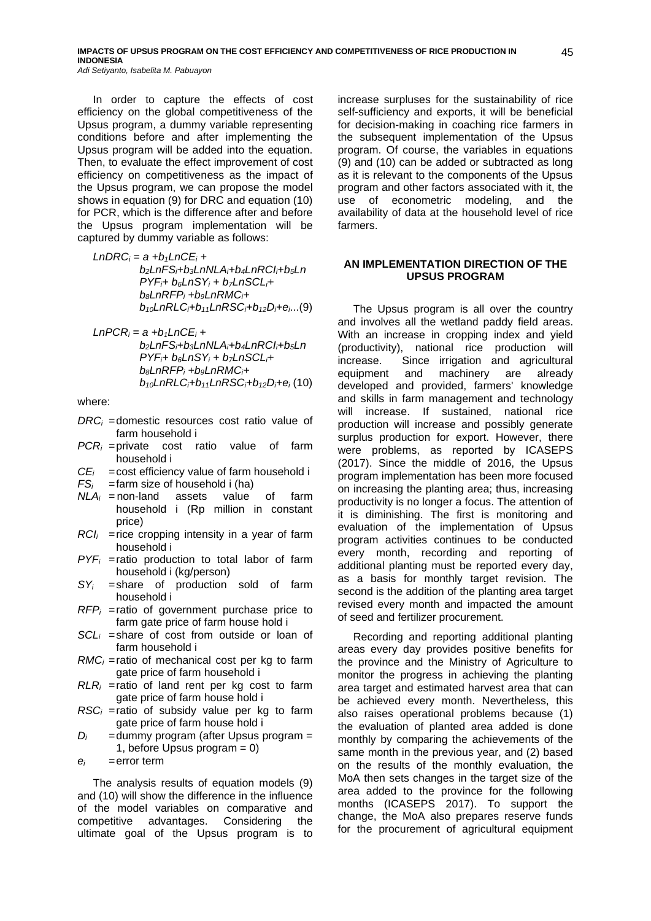In order to capture the effects of cost efficiency on the global competitiveness of the Upsus program, a dummy variable representing conditions before and after implementing the Upsus program will be added into the equation. Then, to evaluate the effect improvement of cost efficiency on competitiveness as the impact of the Upsus program, we can propose the model shows in equation (9) for DRC and equation (10) for PCR, which is the difference after and before the Upsus program implementation will be captured by dummy variable as follows:

$$LnDRC_i = a + b_1 LnCE_i + b_2 LnFS_i + b_3 LnNLA_i + b_4 LnRCI_i + b_5 LnPYF_i + b_6 LnSY_i + b_7 LnSCL_i + b_8 LnRFP_i + b_9 LnRMC_i + b_{10} LnRLC_i + b_{11} LnRSC_i + b_{12} D_i + e_i \quad (9)$$

$$LnPCR_i = a + b_1 LnCE_i + b_2 LnFS_i + b_3 LnNLA_i + b_4 LnRCI_i + b_5 LnPYF_i + b_6 LnSY_i + b_7 LnSCL_i + b_8 LnRFP_i + b_9 LnRMC_i + b_{10} LnRLC_i + b_{11} LnRSC_i + b_{12} D_i + e_i \quad (10)$$

where:

- $DRC_i$ = domestic resources cost ratio value of farm household i
- $PCR_i$ = private cost ratio value of farm household i
- $CE_i$ = cost efficiency value of farm household i
- $FS_i$ = farm size of household i (ha)
- $NLA_i$ = non-land assets value of farm household i (Rp million in constant price)
- $RCI_i$ = rice cropping intensity in a year of farm household i
- $PYF_i$ = ratio production to total labor of farm household i (kg/person)
- $SY_i$ = share of production sold of farm household i
- $RFP_i$ = ratio of government purchase price to farm gate price of farm house hold i
- $SCL_i$ = share of cost from outside or loan of farm household i
- $RMC_i$ = ratio of mechanical cost per kg to farm gate price of farm household i
- $RLR_i$ = ratio of land rent per kg cost to farm gate price of farm house hold i
- $RSC_i$ = ratio of subsidy value per kg to farm gate price of farm house hold i
- $D_i$ = dummy program (after Upsus program = 1, before Upsus program = 0)
- $e_i$ = error term

The analysis results of equation models (9) and (10) will show the difference in the influence of the model variables on comparative and competitive advantages. Considering the ultimate goal of the Upsus program is to increase surpluses for the sustainability of rice self-sufficiency and exports, it will be beneficial for decision-making in coaching rice farmers in the subsequent implementation of the Upsus program. Of course, the variables in equations (9) and (10) can be added or subtracted as long as it is relevant to the components of the Upsus program and other factors associated with it, the use of econometric modeling, and the availability of data at the household level of rice farmers.

## AN IMPLEMENTATION DIRECTION OF THE UPSUS PROGRAM

The Upsus program is all over the country and involves all the wetland paddy field areas. With an increase in cropping index and yield (productivity), national rice production will increase. Since irrigation and agricultural equipment and machinery are already developed and provided, farmers' knowledge and skills in farm management and technology will increase. If sustained, national rice production will increase and possibly generate surplus production for export. However, there were problems, as reported by ICASEPS (2017). Since the middle of 2016, the Upsus program implementation has been more focused on increasing the planting area; thus, increasing productivity is no longer a focus. The attention of it is diminishing. The first is monitoring and evaluation of the implementation of Upsus program activities continues to be conducted every month, recording and reporting of additional planting must be reported every day, as a basis for monthly target revision. The second is the addition of the planting area target revised every month and impacted the amount of seed and fertilizer procurement.

Recording and reporting additional planting areas every day provides positive benefits for the province and the Ministry of Agriculture to monitor the progress in achieving the planting area target and estimated harvest area that can be achieved every month. Nevertheless, this also raises operational problems because (1) the evaluation of planted area added is done monthly by comparing the achievements of the same month in the previous year, and (2) based on the results of the monthly evaluation, the MoA then sets changes in the target size of the area added to the province for the following months (ICASEPS 2017). To support the change, the MoA also prepares reserve funds for the procurement of agricultural equipment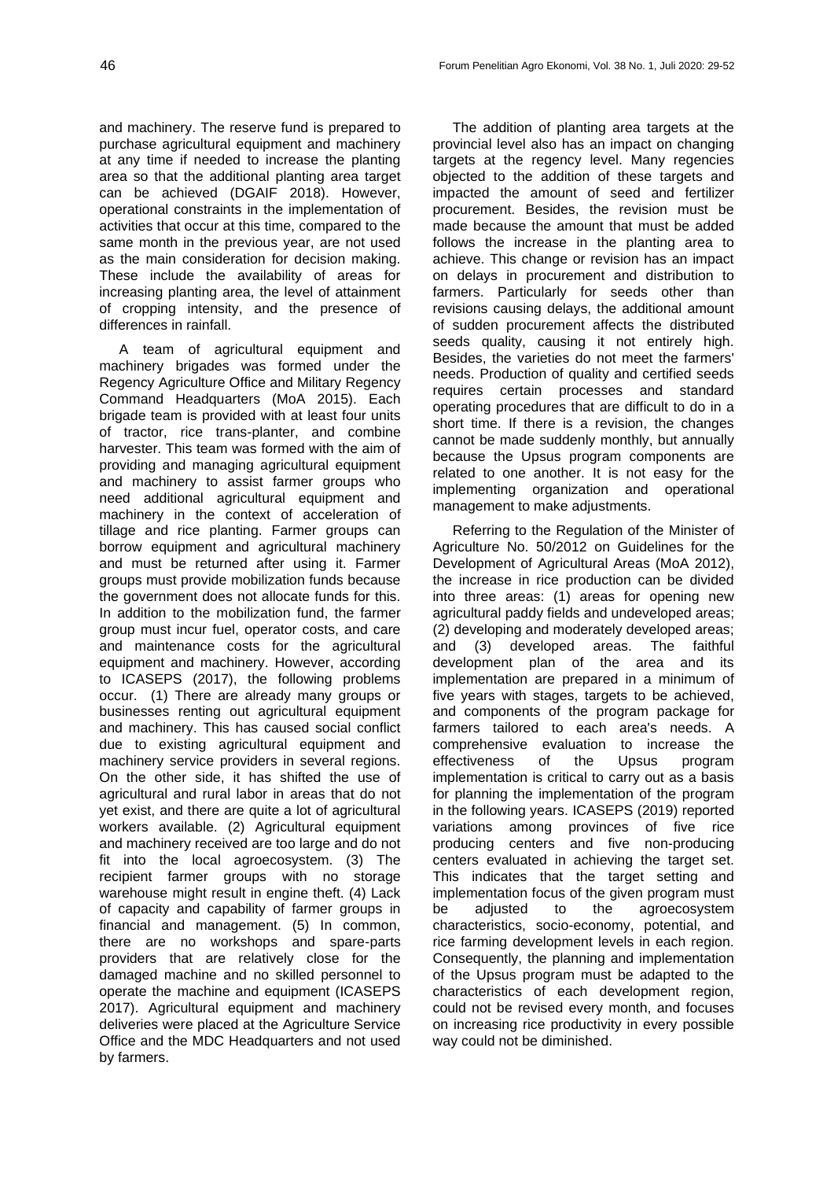and machinery. The reserve fund is prepared to purchase agricultural equipment and machinery at any time if needed to increase the planting area so that the additional planting area target can be achieved (DGAIF 2018). However, operational constraints in the implementation of activities that occur at this time, compared to the same month in the previous year, are not used as the main consideration for decision making. These include the availability of areas for increasing planting area, the level of attainment of cropping intensity, and the presence of differences in rainfall.

A team of agricultural equipment and machinery brigades was formed under the Regency Agriculture Office and Military Regency Command Headquarters (MoA 2015). Each brigade team is provided with at least four units of tractor, rice trans-planter, and combine harvester. This team was formed with the aim of providing and managing agricultural equipment and machinery to assist farmer groups who need additional agricultural equipment and machinery in the context of acceleration of tillage and rice planting. Farmer groups can borrow equipment and agricultural machinery and must be returned after using it. Farmer groups must provide mobilization funds because the government does not allocate funds for this. In addition to the mobilization fund, the farmer group must incur fuel, operator costs, and care and maintenance costs for the agricultural equipment and machinery. However, according to ICASEPS (2017), the following problems occur. (1) There are already many groups or businesses renting out agricultural equipment and machinery. This has caused social conflict due to existing agricultural equipment and machinery service providers in several regions. On the other side, it has shifted the use of agricultural and rural labor in areas that do not yet exist, and there are quite a lot of agricultural workers available. (2) Agricultural equipment and machinery received are too large and do not fit into the local agroecosystem. (3) The recipient farmer groups with no storage warehouse might result in engine theft. (4) Lack of capacity and capability of farmer groups in financial and management. (5) In common, there are no workshops and spare-parts providers that are relatively close for the damaged machine and no skilled personnel to operate the machine and equipment (ICASEPS 2017). Agricultural equipment and machinery deliveries were placed at the Agriculture Service Office and the MDC Headquarters and not used by farmers.

The addition of planting area targets at the provincial level also has an impact on changing targets at the regency level. Many regencies objected to the addition of these targets and impacted the amount of seed and fertilizer procurement. Besides, the revision must be made because the amount that must be added follows the increase in the planting area to achieve. This change or revision has an impact on delays in procurement and distribution to farmers. Particularly for seeds other than revisions causing delays, the additional amount of sudden procurement affects the distributed seeds quality, causing it not entirely high. Besides, the varieties do not meet the farmers' needs. Production of quality and certified seeds requires certain processes and standard operating procedures that are difficult to do in a short time. If there is a revision, the changes cannot be made suddenly monthly, but annually because the Upsus program components are related to one another. It is not easy for the implementing organization and operational management to make adjustments.

Referring to the Regulation of the Minister of Agriculture No. 50/2012 on Guidelines for the Development of Agricultural Areas (MoA 2012), the increase in rice production can be divided into three areas: (1) areas for opening new agricultural paddy fields and undeveloped areas; (2) developing and moderately developed areas; and (3) developed areas. The faithful development plan of the area and its implementation are prepared in a minimum of five years with stages, targets to be achieved, and components of the program package for farmers tailored to each area's needs. A comprehensive evaluation to increase the effectiveness of the Upsus program implementation is critical to carry out as a basis for planning the implementation of the program in the following years. ICASEPS (2019) reported variations among provinces of five rice producing centers and five non-producing centers evaluated in achieving the target set. This indicates that the target setting and implementation focus of the given program must be adjusted to the agroecosystem characteristics, socio-economy, potential, and rice farming development levels in each region. Consequently, the planning and implementation of the Upsus program must be adapted to the characteristics of each development region, could not be revised every month, and focuses on increasing rice productivity in every possible way could not be diminished.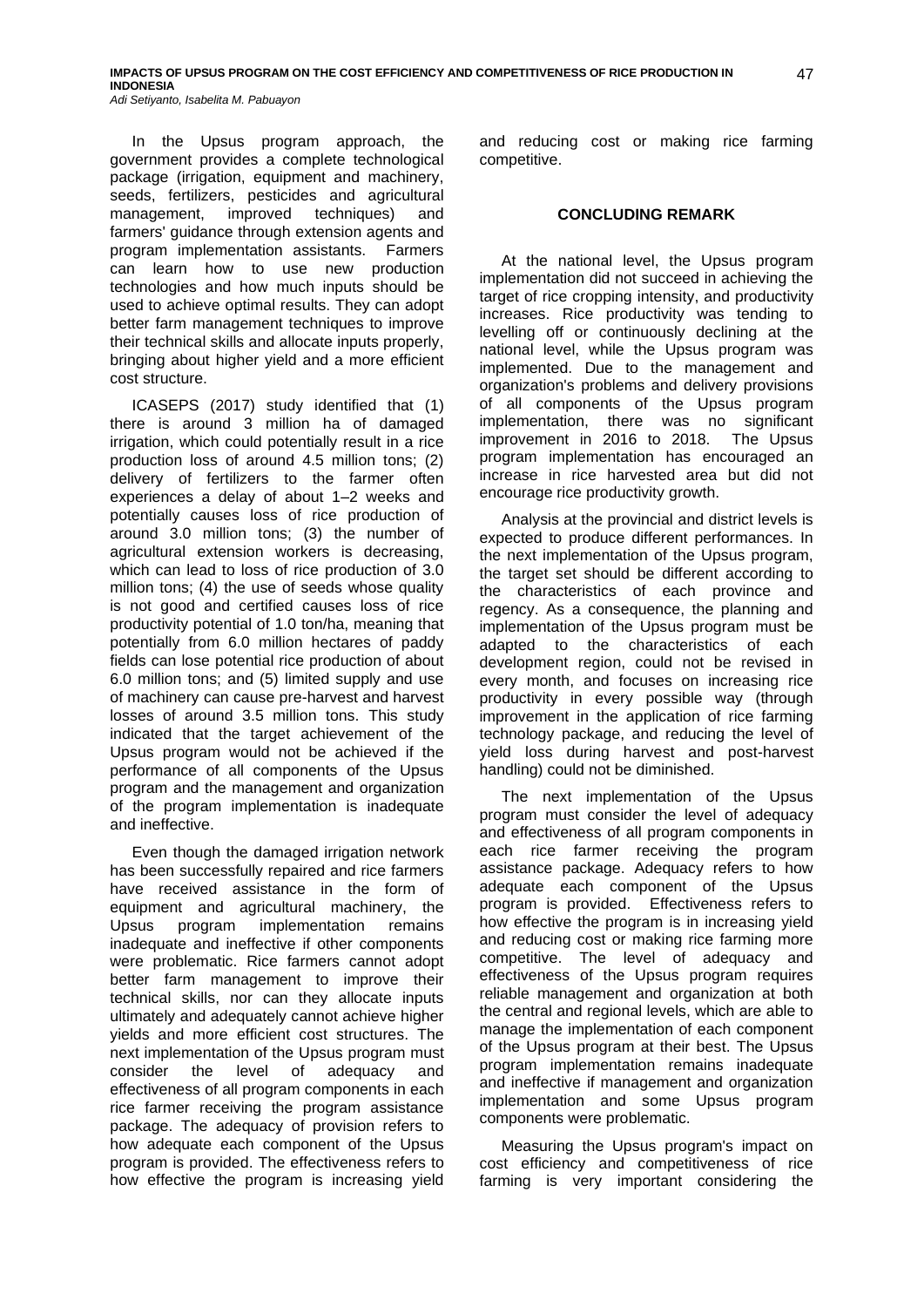In the Upsus program approach, the government provides a complete technological package (irrigation, equipment and machinery, seeds, fertilizers, pesticides and agricultural management, improved techniques) and farmers' guidance through extension agents and program implementation assistants. Farmers can learn how to use new production technologies and how much inputs should be used to achieve optimal results. They can adopt better farm management techniques to improve their technical skills and allocate inputs properly, bringing about higher yield and a more efficient cost structure.

ICASEPS (2017) study identified that (1) there is around 3 million ha of damaged irrigation, which could potentially result in a rice production loss of around 4.5 million tons; (2) delivery of fertilizers to the farmer often experiences a delay of about 1–2 weeks and potentially causes loss of rice production of around 3.0 million tons; (3) the number of agricultural extension workers is decreasing, which can lead to loss of rice production of 3.0 million tons; (4) the use of seeds whose quality is not good and certified causes loss of rice productivity potential of 1.0 ton/ha, meaning that potentially from 6.0 million hectares of paddy fields can lose potential rice production of about 6.0 million tons; and (5) limited supply and use of machinery can cause pre-harvest and harvest losses of around 3.5 million tons. This study indicated that the target achievement of the Upsus program would not be achieved if the performance of all components of the Upsus program and the management and organization of the program implementation is inadequate and ineffective.

Even though the damaged irrigation network has been successfully repaired and rice farmers have received assistance in the form of equipment and agricultural machinery, the Upsus program implementation remains inadequate and ineffective if other components were problematic. Rice farmers cannot adopt better farm management to improve their technical skills, nor can they allocate inputs ultimately and adequately cannot achieve higher yields and more efficient cost structures. The next implementation of the Upsus program must consider the level of adequacy and effectiveness of all program components in each rice farmer receiving the program assistance package. The adequacy of provision refers to how adequate each component of the Upsus program is provided. The effectiveness refers to how effective the program is increasing yield and reducing cost or making rice farming competitive.

## CONCLUDING REMARK

At the national level, the Upsus program implementation did not succeed in achieving the target of rice cropping intensity, and productivity increases. Rice productivity was tending to levelling off or continuously declining at the national level, while the Upsus program was implemented. Due to the management and organization's problems and delivery provisions of all components of the Upsus program implementation, there was no significant improvement in 2016 to 2018. The Upsus program implementation has encouraged an increase in rice harvested area but did not encourage rice productivity growth.

Analysis at the provincial and district levels is expected to produce different performances. In the next implementation of the Upsus program, the target set should be different according to the characteristics of each province and regency. As a consequence, the planning and implementation of the Upsus program must be adapted to the characteristics of each development region, could not be revised in every month, and focuses on increasing rice productivity in every possible way (through improvement in the application of rice farming technology package, and reducing the level of yield loss during harvest and post-harvest handling) could not be diminished.

The next implementation of the Upsus program must consider the level of adequacy and effectiveness of all program components in each rice farmer receiving the program assistance package. Adequacy refers to how adequate each component of the Upsus program is provided. Effectiveness refers to how effective the program is in increasing yield and reducing cost or making rice farming more competitive. The level of adequacy and effectiveness of the Upsus program requires reliable management and organization at both the central and regional levels, which are able to manage the implementation of each component of the Upsus program at their best. The Upsus program implementation remains inadequate and ineffective if management and organization implementation and some Upsus program components were problematic.

Measuring the Upsus program's impact on cost efficiency and competitiveness of rice farming is very important considering the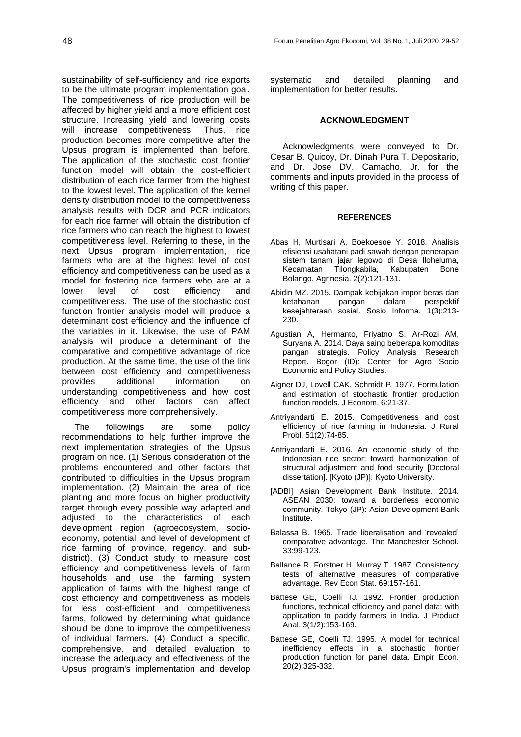sustainability of self-sufficiency and rice exports to be the ultimate program implementation goal. The competitiveness of rice production will be affected by higher yield and a more efficient cost structure. Increasing yield and lowering costs will increase competitiveness. Thus, rice production becomes more competitive after the Upsus program is implemented than before. The application of the stochastic cost frontier function model will obtain the cost-efficient distribution of each rice farmer from the highest to the lowest level. The application of the kernel density distribution model to the competitiveness analysis results with DCR and PCR indicators for each rice farmer will obtain the distribution of rice farmers who can reach the highest to lowest competitiveness level. Referring to these, in the next Upsus program implementation, rice farmers who are at the highest level of cost efficiency and competitiveness can be used as a model for fostering rice farmers who are at a lower level of cost efficiency and competitiveness. The use of the stochastic cost function frontier analysis model will produce a determinant cost efficiency and the influence of the variables in it. Likewise, the use of PAM analysis will produce a determinant of the comparative and competitive advantage of rice production. At the same time, the use of the link between cost efficiency and competitiveness provides additional information on understanding competitiveness and how cost efficiency and other factors can affect competitiveness more comprehensively.

The followings are some policy recommendations to help further improve the next implementation strategies of the Upsus program on rice. (1) Serious consideration of the problems encountered and other factors that contributed to difficulties in the Upsus program implementation. (2) Maintain the area of rice planting and more focus on higher productivity target through every possible way adapted and adjusted to the characteristics of each development region (agroecosystem, socio-economy, potential, and level of development of rice farming of province, regency, and sub-district). (3) Conduct study to measure cost efficiency and competitiveness levels of farm households and use the farming system application of farms with the highest range of cost efficiency and competitiveness as models for less cost-efficient and competitiveness farms, followed by determining what guidance should be done to improve the competitiveness of individual farmers. (4) Conduct a specific, comprehensive, and detailed evaluation to increase the adequacy and effectiveness of the Upsus program's implementation and develop systematic and detailed planning and implementation for better results.

## ACKNOWLEDGMENT

Acknowledgments were conveyed to Dr. Cesar B. Quicoy, Dr. Dinah Pura T. Depositario, and Dr. Jose DV. Camacho, Jr. for the comments and inputs provided in the process of writing of this paper.

## REFERENCES

Abas H, Murtisari A, Boekoesoe Y. 2018. Analisis efisiensi usahatani padi sawah dengan penerapan sistem tanam jajar legowo di Desa Iloheluma, Kecamatan Tilongkabila, Kabupaten Bone Bolango. Agrinesia. 2(2):121-131.

Abidin MZ. 2015. Dampak kebijakan impor beras dan ketahanan pangan dalam perspektif kesejahteraan sosial. Sosio Informa. 1(3):213-230.

Agustian A, Hermanto, Friyatno S, Ar-Rozi AM, Suryana A. 2014. Daya saing beberapa komoditas pangan strategis. Policy Analysis Research Report. Bogor (ID): Center for Agro Socio Economic and Policy Studies.

Aigner DJ, Lovell CAK, Schmidt P. 1977. Formulation and estimation of stochastic frontier production function models. J Econom. 6:21-37.

Antriyandarti E. 2015. Competitiveness and cost efficiency of rice farming in Indonesia. J Rural Probl. 51(2):74-85.

Antriyandarti E. 2016. An economic study of the Indonesian rice sector: toward harmonization of structural adjustment and food security [Doctoral dissertation]. [Kyoto (JP)]: Kyoto University.

[ADBI] Asian Development Bank Institute. 2014. ASEAN 2030: toward a borderless economic community. Tokyo (JP): Asian Development Bank Institute.

Balassa B. 1965. Trade liberalisation and 'revealed' comparative advantage. The Manchester School. 33:99-123.

Ballance R, Forstner H, Murray T. 1987. Consistency tests of alternative measures of comparative advantage. Rev Econ Stat. 69:157-161.

Battese GE, Coelli TJ. 1992. Frontier production functions, technical efficiency and panel data: with application to paddy farmers in India. J Product Anal. 3(1/2):153-169.

Battese GE, Coelli TJ. 1995. A model for technical inefficiency effects in a stochastic frontier production function for panel data. Empir Econ. 20(2):325-332.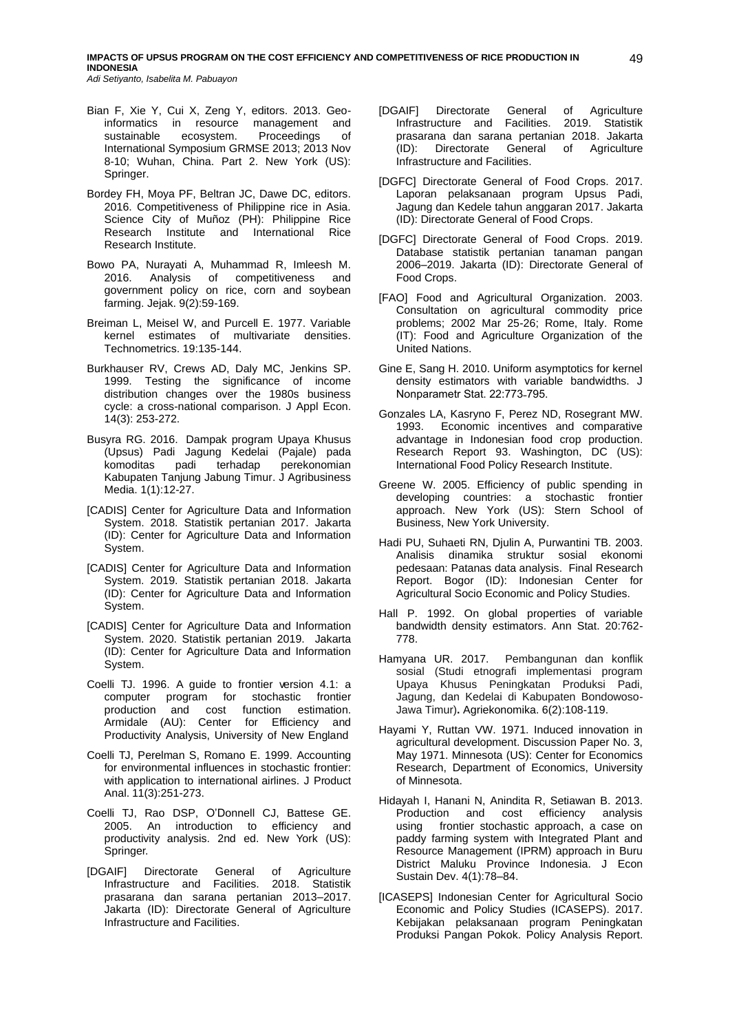Bian F, Xie Y, Cui X, Zeng Y, editors. 2013. Geo-informatics in resource management and sustainable ecosystem. Proceedings of International Symposium GRMSE 2013; 2013 Nov 8-10; Wuhan, China. Part 2. New York (US): Springer.

Bordey FH, Moya PF, Beltran JC, Dawe DC, editors. 2016. Competitiveness of Philippine rice in Asia. Science City of Muñoz (PH): Philippine Rice Research Institute and International Rice Research Institute.

Bowo PA, Nurayati A, Muhammad R, Imleesh M. 2016. Analysis of competitiveness and government policy on rice, corn and soybean farming. Jejak. 9(2):59-169.

Breiman L, Meisel W, and Purcell E. 1977. Variable kernel estimates of multivariate densities. Technometrics. 19:135-144.

Burkhauser RV, Crews AD, Daly MC, Jenkins SP. 1999. Testing the significance of income distribution changes over the 1980s business cycle: a cross-national comparison. J Appl Econ. 14(3): 253-272.

Busyra RG. 2016. Dampak program Upaya Khusus (Upsus) Padi Jagung Kedelai (Pajale) pada komoditas padi terhadap perekonomian Kabupaten Tanjung Jabung Timur. J Agribusiness Media. 1(1):12-27.

[CADIS] Center for Agriculture Data and Information System. 2018. Statistik pertanian 2017. Jakarta (ID): Center for Agriculture Data and Information System.

[CADIS] Center for Agriculture Data and Information System. 2019. Statistik pertanian 2018. Jakarta (ID): Center for Agriculture Data and Information System.

[CADIS] Center for Agriculture Data and Information System. 2020. Statistik pertanian 2019. Jakarta (ID): Center for Agriculture Data and Information System.

Coelli TJ. 1996. A guide to frontier version 4.1: a computer program for stochastic frontier production and cost function estimation. Armidale (AU): Center for Efficiency and Productivity Analysis, University of New England

Coelli TJ, Perelman S, Romano E. 1999. Accounting for environmental influences in stochastic frontier: with application to international airlines. J Product Anal. 11(3):251-273.

Coelli TJ, Rao DSP, O'Donnell CJ, Battese GE. 2005. An introduction to efficiency and productivity analysis. 2nd ed. New York (US): Springer.

[DGAIF] Directorate General of Agriculture Infrastructure and Facilities. 2018. Statistik prasarana dan sarana pertanian 2013–2017. Jakarta (ID): Directorate General of Agriculture Infrastructure and Facilities.

[DGAIF] Directorate General of Agriculture Infrastructure and Facilities. 2019. Statistik prasarana dan sarana pertanian 2018. Jakarta (ID): Directorate General of Agriculture Infrastructure and Facilities.

[DGFC] Directorate General of Food Crops. 2017. Laporan pelaksanaan program Upsus Padi, Jagung dan Kedele tahun anggaran 2017. Jakarta (ID): Directorate General of Food Crops.

[DGFC] Directorate General of Food Crops. 2019. Database statistik pertanian tanaman pangan 2006–2019. Jakarta (ID): Directorate General of Food Crops.

[FAO] Food and Agricultural Organization. 2003. Consultation on agricultural commodity price problems; 2002 Mar 25-26; Rome, Italy. Rome (IT): Food and Agriculture Organization of the United Nations.

Gine E, Sang H. 2010. Uniform asymptotics for kernel density estimators with variable bandwidths. J Nonparametr Stat. 22:773–795.

Gonzales LA, Kasryno F, Perez ND, Rosegrant MW. 1993. Economic incentives and comparative advantage in Indonesian food crop production. Research Report 93. Washington, DC (US): International Food Policy Research Institute.

Greene W. 2005. Efficiency of public spending in developing countries: a stochastic frontier approach. New York (US): Stern School of Business, New York University.

Hadi PU, Suhaeti RN, Djulin A, Purwantini TB. 2003. Analisis dinamika struktur sosial ekonomi pedesaan: Patanas data analysis. Final Research Report. Bogor (ID): Indonesian Center for Agricultural Socio Economic and Policy Studies.

Hall P. 1992. On global properties of variable bandwidth density estimators. Ann Stat. 20:762-778.

Hamyana UR. 2017. Pembangunan dan konflik sosial (Studi etnografi implementasi program Upaya Khusus Peningkatan Produksi Padi, Jagung, dan Kedelai di Kabupaten Bondowoso-Jawa Timur). Agriekonomika. 6(2):108-119.

Hayami Y, Ruttan VW. 1971. Induced innovation in agricultural development. Discussion Paper No. 3, May 1971. Minnesota (US): Center for Economics Research, Department of Economics, University of Minnesota.

Hidayah I, Hanani N, Anindita R, Setiawan B. 2013. Production and cost efficiency analysis using frontier stochastic approach, a case on paddy farming system with Integrated Plant and Resource Management (IPRM) approach in Buru District Maluku Province Indonesia. J Econ Sustain Dev. 4(1):78–84.

[ICASEPS] Indonesian Center for Agricultural Socio Economic and Policy Studies (ICASEPS). 2017. Kebijakan pelaksanaan program Peningkatan Produksi Pangan Pokok. Policy Analysis Report.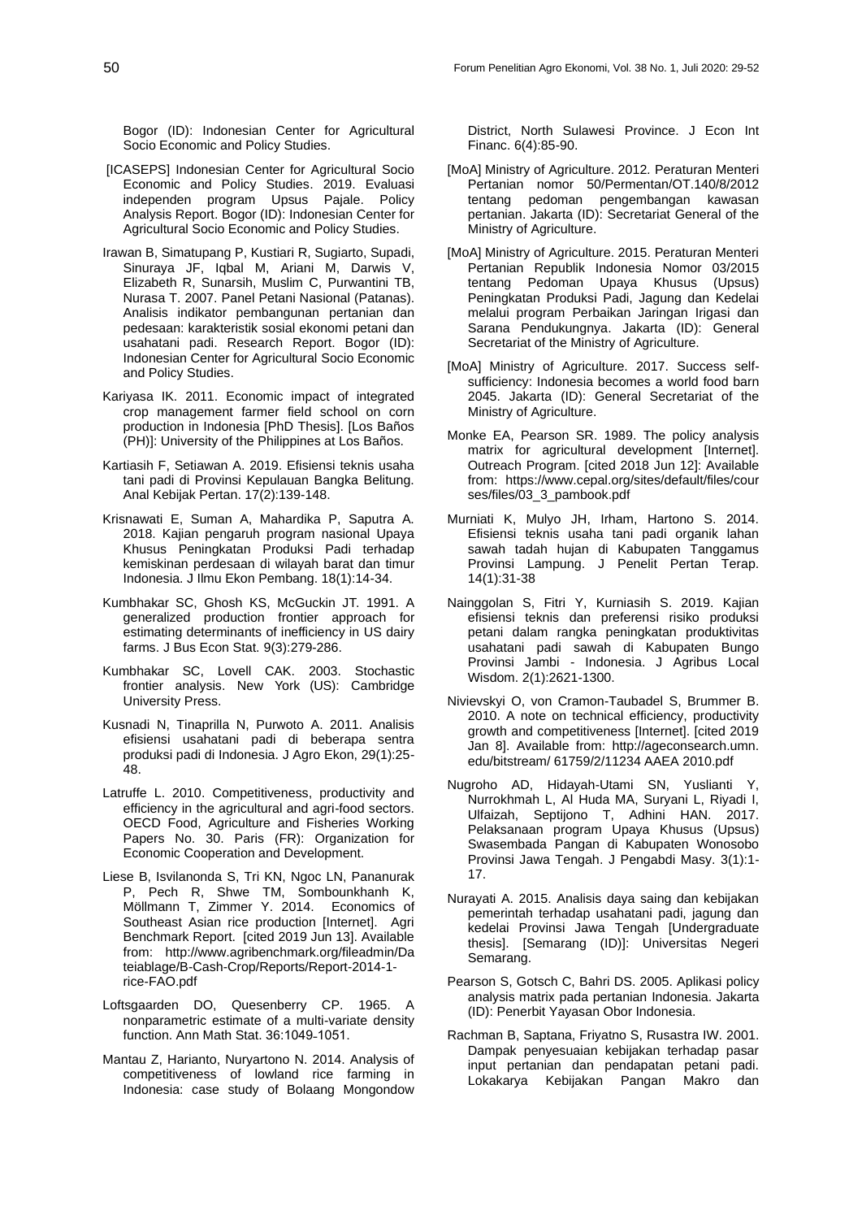Bogor (ID): Indonesian Center for Agricultural Socio Economic and Policy Studies.

[ICASEPS] Indonesian Center for Agricultural Socio Economic and Policy Studies. 2019. Evaluasi independen program Upsus Pajale. Policy Analysis Report. Bogor (ID): Indonesian Center for Agricultural Socio Economic and Policy Studies.

Irawan B, Simatupang P, Kustiari R, Sugiarto, Supadi, Sinuraya JF, Iqbal M, Ariani M, Darwis V, Elizabeth R, Sunarsih, Muslim C, Purwantini TB, Nurasa T. 2007. Panel Petani Nasional (Patanas). Analisis indikator pembangunan pertanian dan pedesaan: karakteristik sosial ekonomi petani dan usahatani padi. Research Report. Bogor (ID): Indonesian Center for Agricultural Socio Economic and Policy Studies.

Kariyasa IK. 2011. Economic impact of integrated crop management farmer field school on corn production in Indonesia [PhD Thesis]. [Los Baños (PH)]: University of the Philippines at Los Baños.

Kartiasih F, Setiawan A. 2019. Efisiensi teknis usaha tani padi di Provinsi Kepulauan Bangka Belitung. Anal Kebijak Pertan. 17(2):139-148.

Krisnawati E, Suman A, Mahardika P, Saputra A. 2018. Kajian pengaruh program nasional Upaya Khusus Peningkatan Produksi Padi terhadap kemiskinan perdesaan di wilayah barat dan timur Indonesia. J Ilmu Ekon Pembang. 18(1):14-34.

Kumbhakar SC, Ghosh KS, McGuckin JT. 1991. A generalized production frontier approach for estimating determinants of inefficiency in US dairy farms. J Bus Econ Stat. 9(3):279-286.

Kumbhakar SC, Lovell CAK. 2003. Stochastic frontier analysis. New York (US): Cambridge University Press.

Kusnadi N, Tinaprilla N, Purwoto A. 2011. Analisis efisiensi usahatani padi di beberapa sentra produksi padi di Indonesia. J Agro Ekon, 29(1):25-48.

Latruffe L. 2010. Competitiveness, productivity and efficiency in the agricultural and agri-food sectors. OECD Food, Agriculture and Fisheries Working Papers No. 30. Paris (FR): Organization for Economic Cooperation and Development.

Liese B, Isvilanonda S, Tri KN, Ngoc LN, Pananurak P, Pech R, Shwe TM, Sombounkhanh K, Möllmann T, Zimmer Y. 2014. Economics of Southeast Asian rice production [Internet]. Agri Benchmark Report. [cited 2019 Jun 13]. Available from: http://www.agribenchmark.org/fileadmin/Dateiablage/B-Cash-Crop/Reports/Report-2014-1-rice-FAO.pdf

Loftsgaarden DO, Quesenberry CP. 1965. A nonparametric estimate of a multi-variate density function. Ann Math Stat. 36:1049-1051.

Mantau Z, Harianto, Nuryartono N. 2014. Analysis of competitiveness of lowland rice farming in Indonesia: case study of Bolaang Mongondow District, North Sulawesi Province. J Econ Int Financ. 6(4):85-90.

[MoA] Ministry of Agriculture. 2012. Peraturan Menteri Pertanian nomor 50/Permentan/OT.140/8/2012 tentang pedoman pengembangan kawasan pertanian. Jakarta (ID): Secretariat General of the Ministry of Agriculture.

[MoA] Ministry of Agriculture. 2015. Peraturan Menteri Pertanian Republik Indonesia Nomor 03/2015 tentang Pedoman Upaya Khusus (Upsus) Peningkatan Produksi Padi, Jagung dan Kedelai melalui program Perbaikan Jaringan Irigasi dan Sarana Pendukungnya. Jakarta (ID): General Secretariat of the Ministry of Agriculture.

[MoA] Ministry of Agriculture. 2017. Success self-sufficiency: Indonesia becomes a world food barn 2045. Jakarta (ID): General Secretariat of the Ministry of Agriculture.

Monke EA, Pearson SR. 1989. The policy analysis matrix for agricultural development [Internet]. Outreach Program. [cited 2018 Jun 12]: Available from: https://www.cepal.org/sites/default/files/courses/files/03_3_pambook.pdf

Murniati K, Mulyo JH, Irham, Hartono S. 2014. Efisiensi teknis usaha tani padi organik lahan sawah tadah hujan di Kabupaten Tanggamus Provinsi Lampung. J Penelit Pertan Terap. 14(1):31-38

Nainggolan S, Fitri Y, Kurniasih S. 2019. Kajian efisiensi teknis dan preferensi risiko produksi petani dalam rangka peningkatan produktivitas usahatani padi sawah di Kabupaten Bungo Provinsi Jambi - Indonesia. J Agribus Local Wisdom. 2(1):2621-1300.

Nivievskyi O, von Cramon-Taubadel S, Brummer B. 2010. A note on technical efficiency, productivity growth and competitiveness [Internet]. [cited 2019 Jan 8]. Available from: http://ageconsearch.umn.edu/bitstream/ 61759/2/11234 AAEA 2010.pdf

Nugroho AD, Hidayah-Utami SN, Yuslianti Y, Nurrokhmah L, Al Huda MA, Suryani L, Riyadi I, Ulfaizah, Septijono T, Adhini HAN. 2017. Pelaksanaan program Upaya Khusus (Upsus) Swasembada Pangan di Kabupaten Wonosobo Provinsi Jawa Tengah. J Pengabdi Masy. 3(1):1-17.

Nurayati A. 2015. Analisis daya saing dan kebijakan pemerintah terhadap usahatani padi, jagung dan kedelai Provinsi Jawa Tengah [Undergraduate thesis]. [Semarang (ID)]: Universitas Negeri Semarang.

Pearson S, Gotsch C, Bahri DS. 2005. Aplikasi policy analysis matrix pada pertanian Indonesia. Jakarta (ID): Penerbit Yayasan Obor Indonesia.

Rachman B, Saptana, Friyatno S, Rusastra IW. 2001. Dampak penyesuaian kebijakan terhadap pasar input pertanian dan pendapatan petani padi. Lokakarya Kebijakan Pangan Makro dan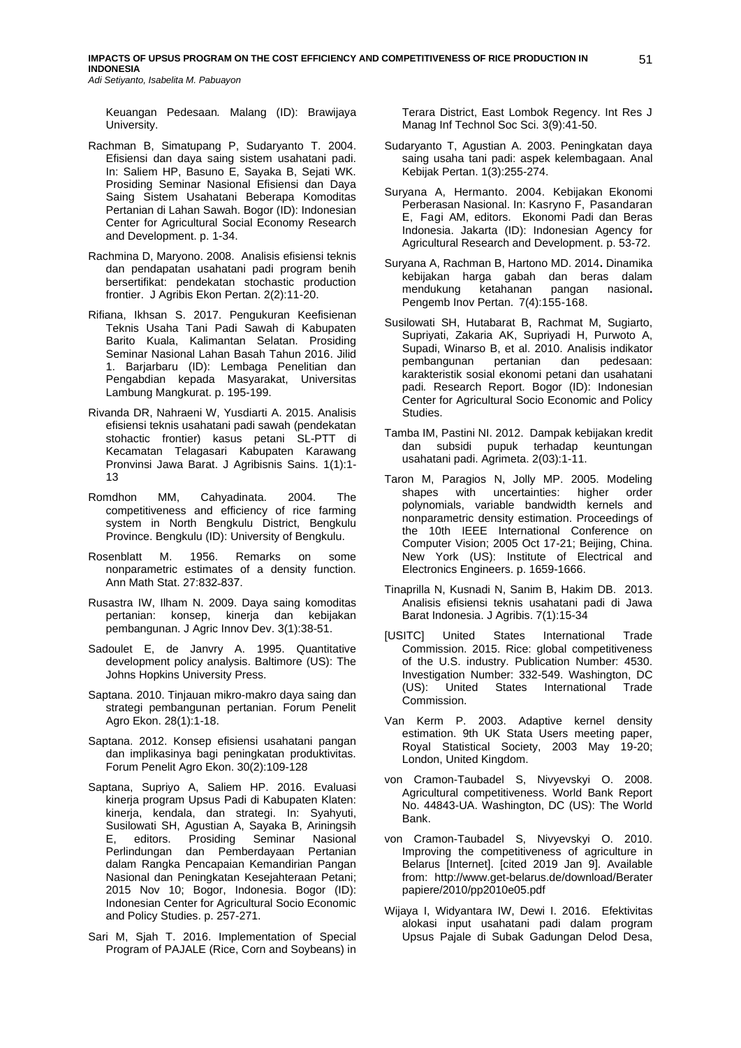Keuangan Pedesaan*.* Malang (ID): Brawijaya University.

Rachman B, Simatupang P, Sudaryanto T. 2004. Efisiensi dan daya saing sistem usahatani padi. In: Saliem HP, Basuno E, Sayaka B, Sejati WK. Prosiding Seminar Nasional Efisiensi dan Daya Saing Sistem Usahatani Beberapa Komoditas Pertanian di Lahan Sawah. Bogor (ID): Indonesian Center for Agricultural Social Economy Research and Development. p. 1-34.

Rachmina D, Maryono. 2008. Analisis efisiensi teknis dan pendapatan usahatani padi program benih bersertifikat: pendekatan stochastic production frontier. J Agribis Ekon Pertan. 2(2):11-20.

Rifiana, Ikhsan S. 2017. Pengukuran Keefisienan Teknis Usaha Tani Padi Sawah di Kabupaten Barito Kuala, Kalimantan Selatan. Prosiding Seminar Nasional Lahan Basah Tahun 2016. Jilid 1. Barjarbaru (ID): Lembaga Penelitian dan Pengabdian kepada Masyarakat, Universitas Lambung Mangkurat. p. 195-199.

Rivanda DR, Nahraeni W, Yusdiarti A. 2015. Analisis efisiensi teknis usahatani padi sawah (pendekatan stohactic frontier) kasus petani SL-PTT di Kecamatan Telagasari Kabupaten Karawang Pronvinsi Jawa Barat. J Agribisnis Sains. 1(1):1-13

Romdhon MM, Cahyadinata. 2004. The competitiveness and efficiency of rice farming system in North Bengkulu District, Bengkulu Province. Bengkulu (ID): University of Bengkulu.

Rosenblatt M. 1956. Remarks on some nonparametric estimates of a density function. Ann Math Stat. 27:832-837.

Rusastra IW, Ilham N. 2009. Daya saing komoditas pertanian: konsep, kinerja dan kebijakan pembangunan. J Agric Innov Dev. 3(1):38-51.

Sadoulet E, de Janvry A. 1995. Quantitative development policy analysis. Baltimore (US): The Johns Hopkins University Press.

Saptana. 2010. Tinjauan mikro-makro daya saing dan strategi pembangunan pertanian. Forum Penelit Agro Ekon. 28(1):1-18.

Saptana. 2012. Konsep efisiensi usahatani pangan dan implikasinya bagi peningkatan produktivitas. Forum Penelit Agro Ekon. 30(2):109-128

Saptana, Supriyo A, Saliem HP. 2016. Evaluasi kinerja program Upsus Padi di Kabupaten Klaten: kinerja, kendala, dan strategi. In: Syahyuti, Susilowati SH, Agustian A, Sayaka B, Ariningsih E, editors. Prosiding Seminar Nasional Perlindungan dan Pemberdayaan Pertanian dalam Rangka Pencapaian Kemandirian Pangan Nasional dan Peningkatan Kesejahteraan Petani; 2015 Nov 10; Bogor, Indonesia. Bogor (ID): Indonesian Center for Agricultural Socio Economic and Policy Studies. p. 257-271.

Sari M, Sjah T. 2016. Implementation of Special Program of PAJALE (Rice, Corn and Soybeans) in Terara District, East Lombok Regency. Int Res J Manag Inf Technol Soc Sci. 3(9):41-50.

Sudaryanto T, Agustian A. 2003. Peningkatan daya saing usaha tani padi: aspek kelembagaan. Anal Kebijak Pertan. 1(3):255-274.

Suryana A, Hermanto. 2004. Kebijakan Ekonomi Perberasan Nasional. In: Kasryno F, Pasandaran E, Fagi AM, editors. Ekonomi Padi dan Beras Indonesia. Jakarta (ID): Indonesian Agency for Agricultural Research and Development. p. 53-72.

Suryana A, Rachman B, Hartono MD. 2014**.** Dinamika kebijakan harga gabah dan beras dalam mendukung ketahanan pangan nasional**.** Pengemb Inov Pertan. 7(4):155-168.

Susilowati SH, Hutabarat B, Rachmat M, Sugiarto, Supriyati, Zakaria AK, Supriyadi H, Purwoto A, Supadi, Winarso B, et al. 2010. Analisis indikator pembangunan pertanian dan pedesaan: karakteristik sosial ekonomi petani dan usahatani padi*.* Research Report. Bogor (ID): Indonesian Center for Agricultural Socio Economic and Policy Studies.

Tamba IM, Pastini NI. 2012. Dampak kebijakan kredit dan subsidi pupuk terhadap keuntungan usahatani padi. Agrimeta. 2(03):1-11.

Taron M, Paragios N, Jolly MP. 2005. Modeling shapes with uncertainties: higher order polynomials, variable bandwidth kernels and nonparametric density estimation. Proceedings of the 10th IEEE International Conference on Computer Vision; 2005 Oct 17-21; Beijing, China. New York (US): Institute of Electrical and Electronics Engineers. p. 1659-1666.

Tinaprilla N, Kusnadi N, Sanim B, Hakim DB. 2013. Analisis efisiensi teknis usahatani padi di Jawa Barat Indonesia. J Agribis. 7(1):15-34

[USITC] United States International Trade Commission. 2015. Rice: global competitiveness of the U.S. industry. Publication Number: 4530. Investigation Number: 332-549. Washington, DC (US): United States International Trade Commission.

Van Kerm P. 2003. Adaptive kernel density estimation. 9th UK Stata Users meeting paper, Royal Statistical Society, 2003 May 19-20; London, United Kingdom.

von Cramon-Taubadel S, Nivyevskyi O. 2008. Agricultural competitiveness. World Bank Report No. 44843-UA. Washington, DC (US): The World Bank.

von Cramon-Taubadel S, Nivyevskyi O. 2010. Improving the competitiveness of agriculture in Belarus [Internet]. [cited 2019 Jan 9]. Available from: http://www.get-belarus.de/download/Beraterpapiere/2010/pp2010e05.pdf

Wijaya I, Widyantara IW, Dewi I. 2016. Efektivitas alokasi input usahatani padi dalam program Upsus Pajale di Subak Gadungan Delod Desa,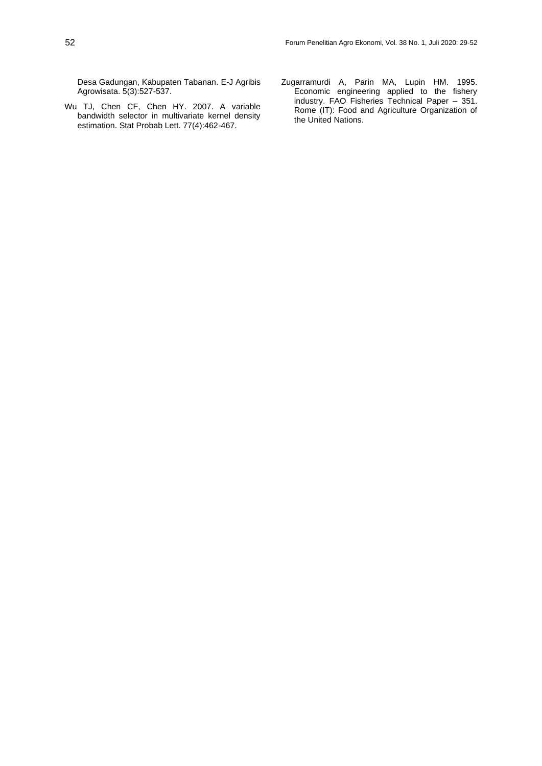Desa Gadungan, Kabupaten Tabanan. E-J Agribis Agrowisata. 5(3):527-537.

Wu TJ, Chen CF, Chen HY. 2007. A variable bandwidth selector in multivariate kernel density estimation. Stat Probab Lett. 77(4):462-467.

Zugarramurdi A, Parin MA, Lupin HM. 1995. Economic engineering applied to the fishery industry. FAO Fisheries Technical Paper – 351. Rome (IT): Food and Agriculture Organization of the United Nations.